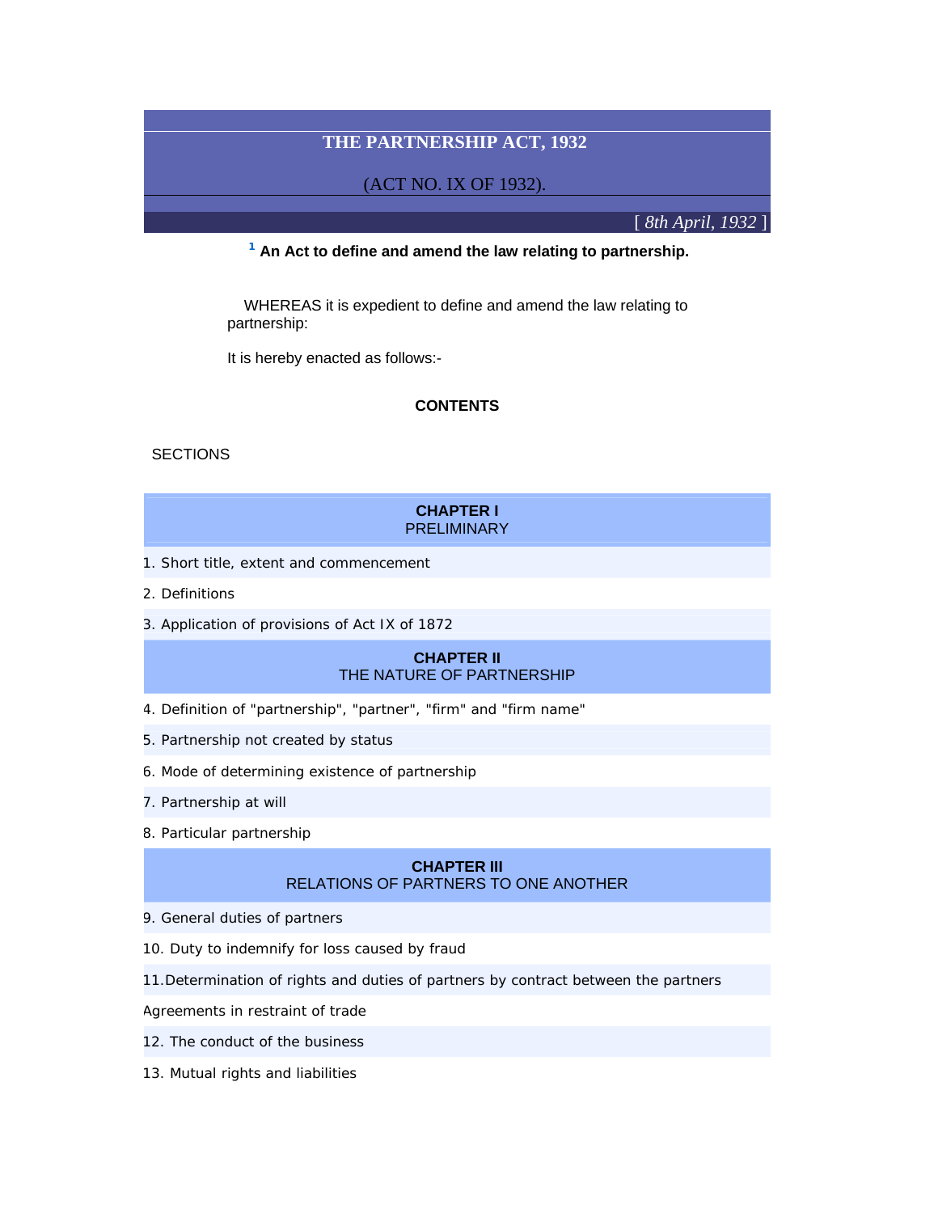# THE PARTNERSHIP ACT, 1932

(ACT NO. IX OF 1932).

*[ 8th April, 1932 ]*

**[1] An Act to define and amend the law relating to partnership.**

WHEREAS it is expedient to define and amend the law relating to partnership:

It is hereby enacted as follows:-

**CONTENTS**

SECTIONS

**CHAPTER I**
PRELIMINARY

1. Short title, extent and commencement
2. Definitions
3. Application of provisions of Act IX of 1872

**CHAPTER II**
THE NATURE OF PARTNERSHIP

4. Definition of "partnership", "partner", "firm" and "firm name"
5. Partnership not created by status
6. Mode of determining existence of partnership
7. Partnership at will
8. Particular partnership

**CHAPTER III**
RELATIONS OF PARTNERS TO ONE ANOTHER

9. General duties of partners

10. Duty to indemnify for loss caused by fraud

11. Determination of rights and duties of partners by contract between the partners

Agreements in restraint of trade

12. The conduct of the business

13. Mutual rights and liabilities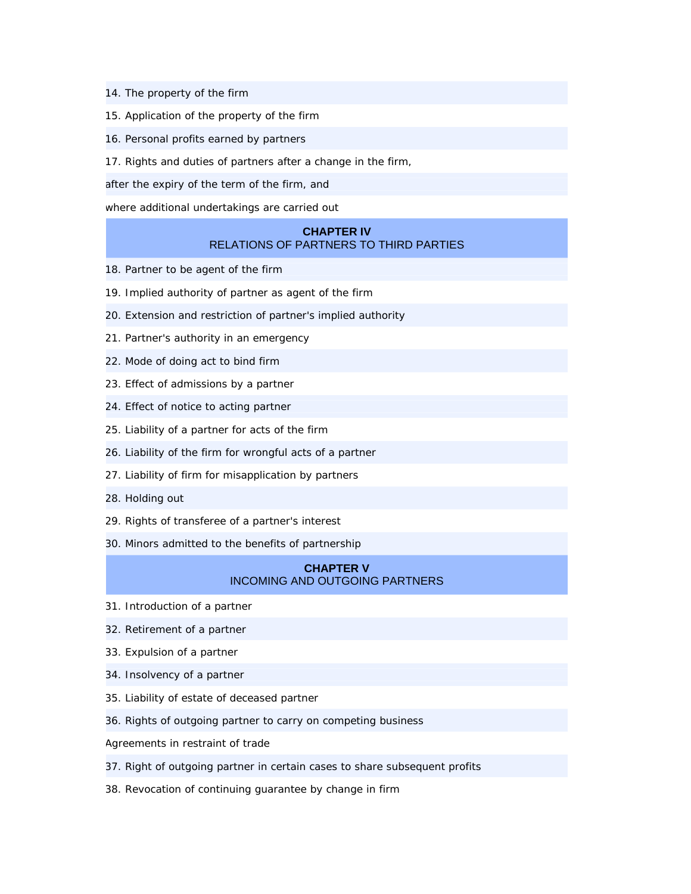14. The property of the firm

15. Application of the property of the firm

16. Personal profits earned by partners

17. Rights and duties of partners after a change in the firm,

after the expiry of the term of the firm, and

where additional undertakings are carried out

## CHAPTER IV
## RELATIONS OF PARTNERS TO THIRD PARTIES

18. Partner to be agent of the firm

19. Implied authority of partner as agent of the firm

20. Extension and restriction of partner's implied authority

21. Partner's authority in an emergency

22. Mode of doing act to bind firm

23. Effect of admissions by a partner

24. Effect of notice to acting partner

25. Liability of a partner for acts of the firm

26. Liability of the firm for wrongful acts of a partner

27. Liability of firm for misapplication by partners

28. Holding out

29. Rights of transferee of a partner's interest

30. Minors admitted to the benefits of partnership

## CHAPTER V
## INCOMING AND OUTGOING PARTNERS

31. Introduction of a partner

32. Retirement of a partner

33. Expulsion of a partner

34. Insolvency of a partner

35. Liability of estate of deceased partner

36. Rights of outgoing partner to carry on competing business

Agreements in restraint of trade

37. Right of outgoing partner in certain cases to share subsequent profits

38. Revocation of continuing guarantee by change in firm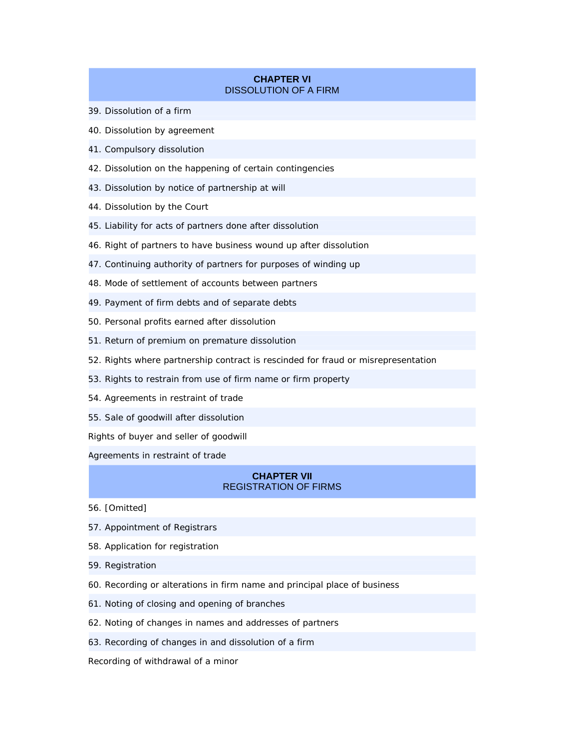## CHAPTER VI
DISSOLUTION OF A FIRM

39. Dissolution of a firm

40. Dissolution by agreement

41. Compulsory dissolution

42. Dissolution on the happening of certain contingencies

43. Dissolution by notice of partnership at will

44. Dissolution by the Court

45. Liability for acts of partners done after dissolution

46. Right of partners to have business wound up after dissolution

47. Continuing authority of partners for purposes of winding up

48. Mode of settlement of accounts between partners

49. Payment of firm debts and of separate debts

50. Personal profits earned after dissolution

51. Return of premium on premature dissolution

52. Rights where partnership contract is rescinded for fraud or misrepresentation

53. Rights to restrain from use of firm name or firm property

54. Agreements in restraint of trade

55. Sale of goodwill after dissolution

Rights of buyer and seller of goodwill

Agreements in restraint of trade

## CHAPTER VII
REGISTRATION OF FIRMS

56. [Omitted]

57. Appointment of Registrars

58. Application for registration

59. Registration

60. Recording or alterations in firm name and principal place of business

61. Noting of closing and opening of branches

62. Noting of changes in names and addresses of partners

63. Recording of changes in and dissolution of a firm

Recording of withdrawal of a minor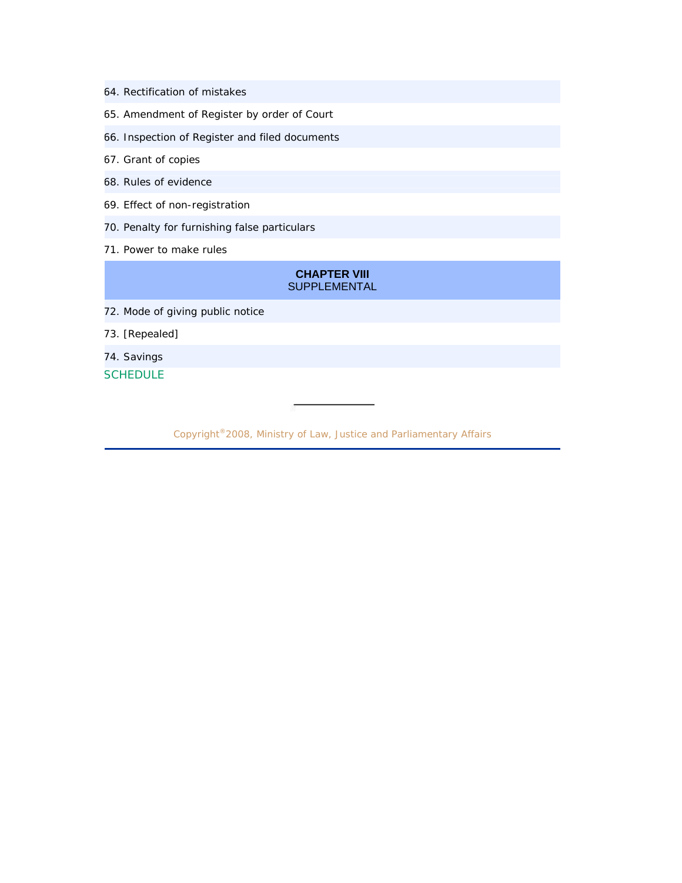64. Rectification of mistakes

65. Amendment of Register by order of Court

66. Inspection of Register and filed documents

67. Grant of copies

68. Rules of evidence

69. Effect of non-registration

70. Penalty for furnishing false particulars

71. Power to make rules

## CHAPTER VIII
SUPPLEMENTAL

72. Mode of giving public notice

73. [Repealed]

74. Savings

SCHEDULE

Copyright®2008, Ministry of Law, Justice and Parliamentary Affairs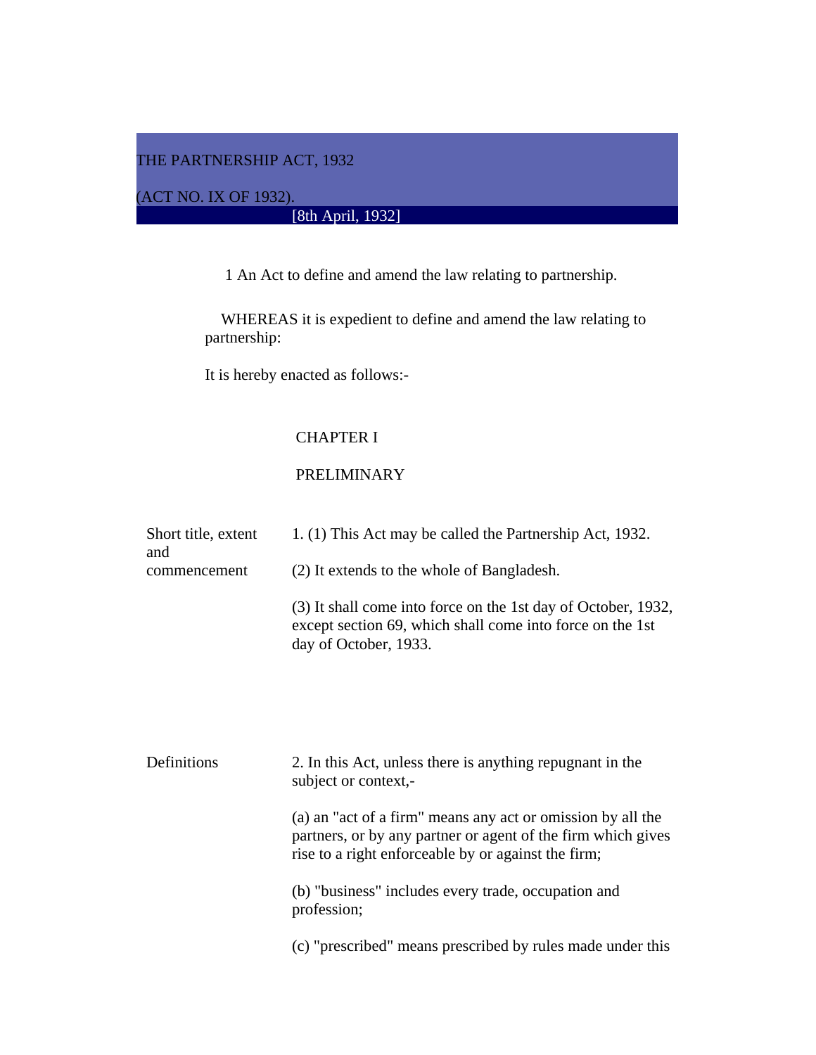# THE PARTNERSHIP ACT, 1932

(ACT NO. IX OF 1932).

[8th April, 1932]

1 An Act to define and amend the law relating to partnership.

WHEREAS it is expedient to define and amend the law relating to partnership:

It is hereby enacted as follows:-

## CHAPTER I

## PRELIMINARY

**Short title, extent and commencement**

1. (1) This Act may be called the Partnership Act, 1932.

(2) It extends to the whole of Bangladesh.

(3) It shall come into force on the 1st day of October, 1932, except section 69, which shall come into force on the 1st day of October, 1933.

**Definitions**

2. In this Act, unless there is anything repugnant in the subject or context,-

(a) an "act of a firm" means any act or omission by all the partners, or by any partner or agent of the firm which gives rise to a right enforceable by or against the firm;

(b) "business" includes every trade, occupation and profession;

(c) "prescribed" means prescribed by rules made under this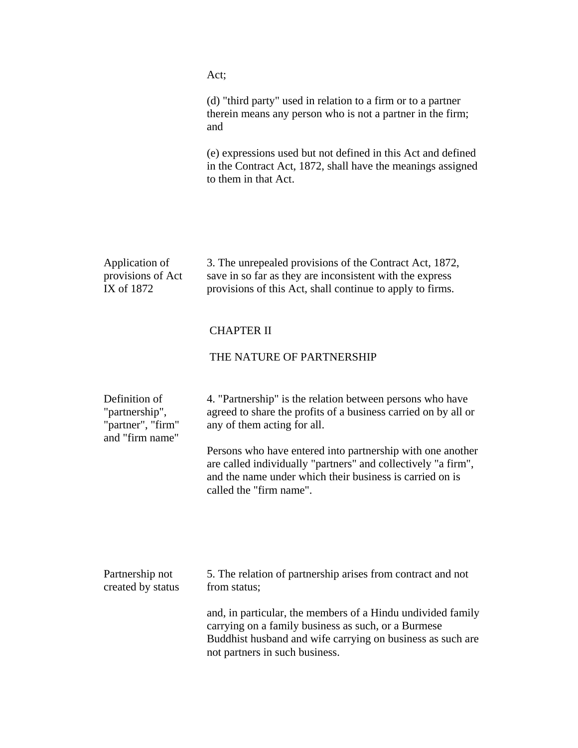Act;

(d) "third party" used in relation to a firm or to a partner therein means any person who is not a partner in the firm; and

(e) expressions used but not defined in this Act and defined in the Contract Act, 1872, shall have the meanings assigned to them in that Act.

**Application of provisions of Act IX of 1872**

3. The unrepealed provisions of the Contract Act, 1872, save in so far as they are inconsistent with the express provisions of this Act, shall continue to apply to firms.

## CHAPTER II

## THE NATURE OF PARTNERSHIP

**Definition of "partnership", "partner", "firm" and "firm name"**

4. "Partnership" is the relation between persons who have agreed to share the profits of a business carried on by all or any of them acting for all.

Persons who have entered into partnership with one another are called individually "partners" and collectively "a firm", and the name under which their business is carried on is called the "firm name".

**Partnership not created by status**

5. The relation of partnership arises from contract and not from status;

and, in particular, the members of a Hindu undivided family carrying on a family business as such, or a Burmese Buddhist husband and wife carrying on business as such are not partners in such business.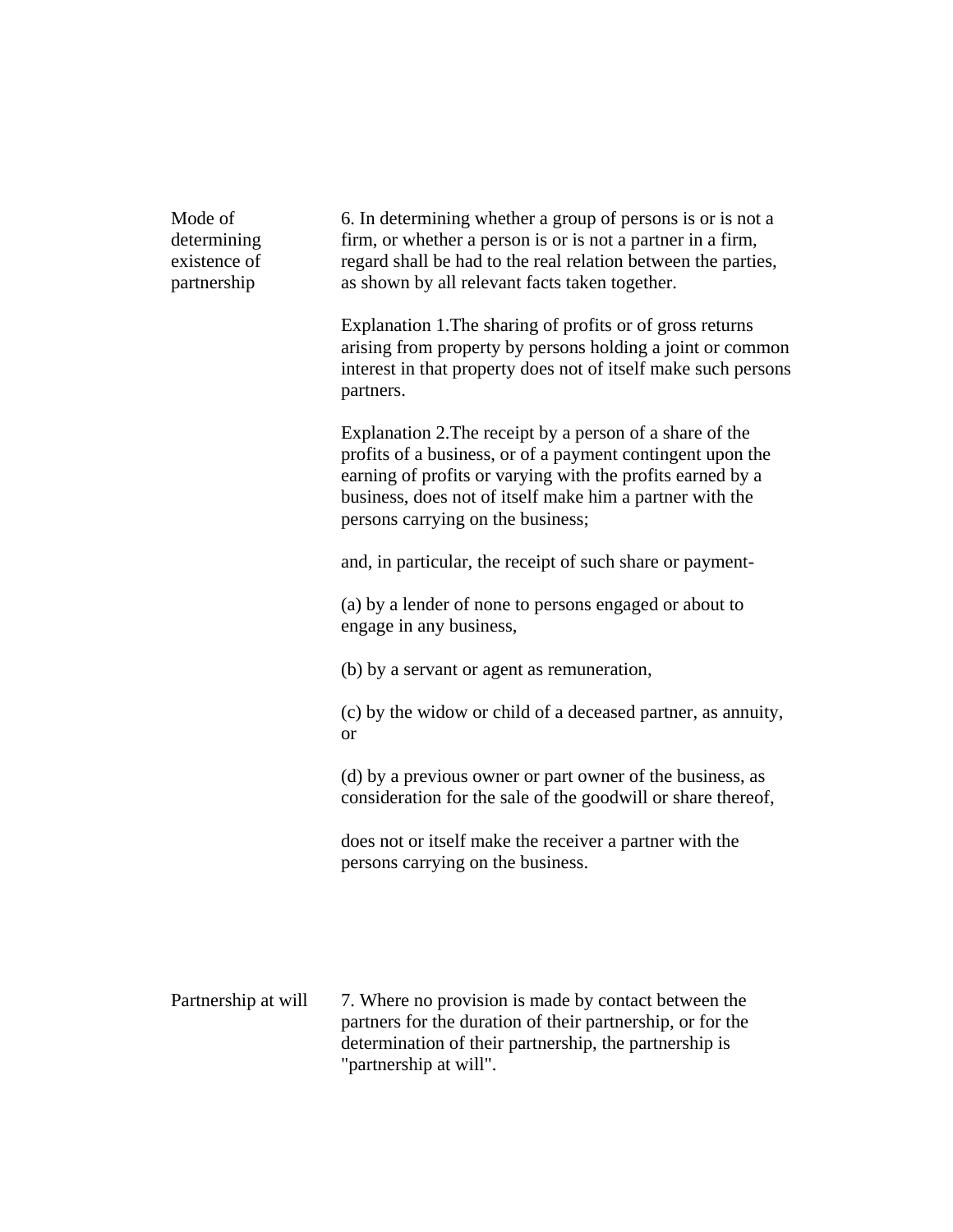**Mode of determining existence of partnership**

6. In determining whether a group of persons is or is not a firm, or whether a person is or is not a partner in a firm, regard shall be had to the real relation between the parties, as shown by all relevant facts taken together.

Explanation 1.The sharing of profits or of gross returns arising from property by persons holding a joint or common interest in that property does not of itself make such persons partners.

Explanation 2.The receipt by a person of a share of the profits of a business, or of a payment contingent upon the earning of profits or varying with the profits earned by a business, does not of itself make him a partner with the persons carrying on the business;

and, in particular, the receipt of such share or payment-

(a) by a lender of none to persons engaged or about to engage in any business,

(b) by a servant or agent as remuneration,

(c) by the widow or child of a deceased partner, as annuity, or

(d) by a previous owner or part owner of the business, as consideration for the sale of the goodwill or share thereof,

does not or itself make the receiver a partner with the persons carrying on the business.

**Partnership at will**

7. Where no provision is made by contact between the partners for the duration of their partnership, or for the determination of their partnership, the partnership is "partnership at will".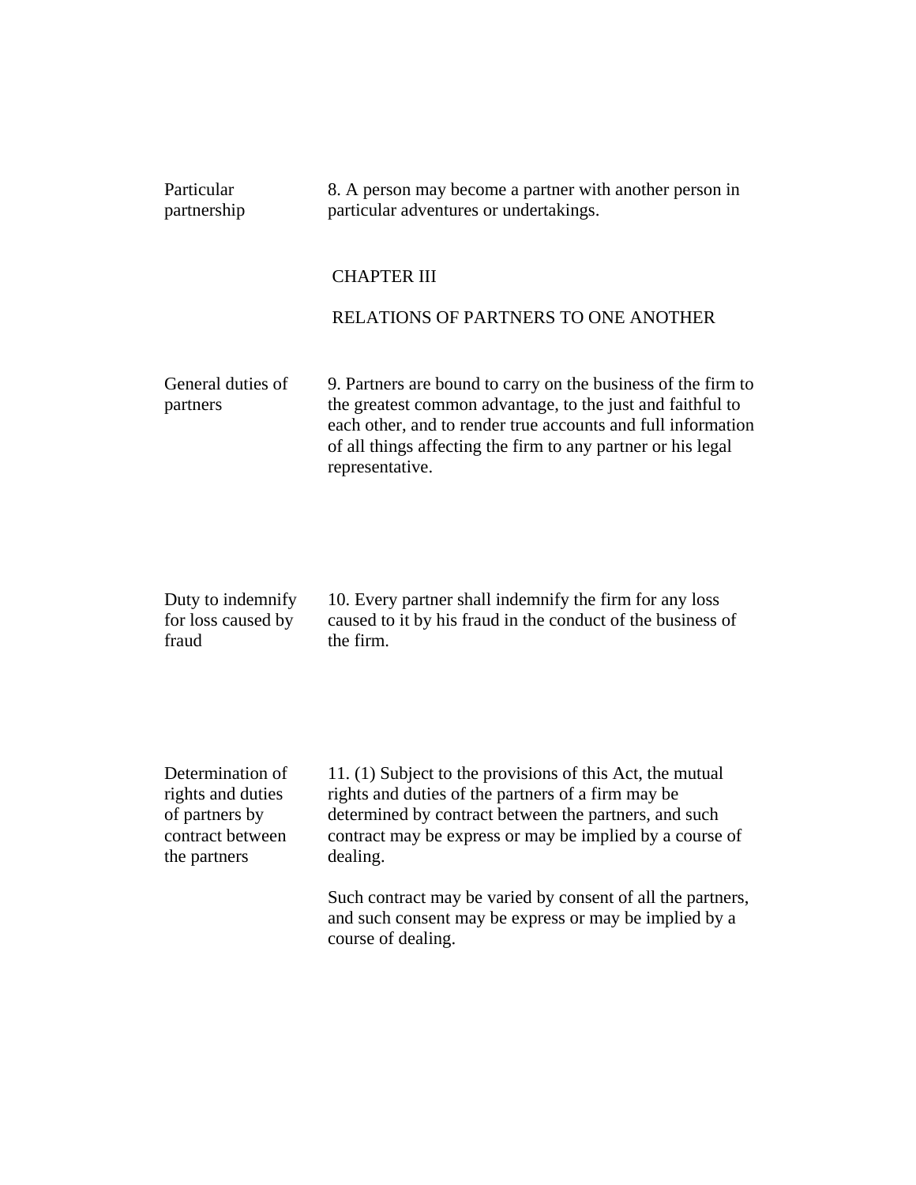**Particular partnership**

8. A person may become a partner with another person in particular adventures or undertakings.

## CHAPTER III

## RELATIONS OF PARTNERS TO ONE ANOTHER

**General duties of partners**

9. Partners are bound to carry on the business of the firm to the greatest common advantage, to the just and faithful to each other, and to render true accounts and full information of all things affecting the firm to any partner or his legal representative.

**Duty to indemnify for loss caused by fraud**

10. Every partner shall indemnify the firm for any loss caused to it by his fraud in the conduct of the business of the firm.

**Determination of rights and duties of partners by contract between the partners**

11. (1) Subject to the provisions of this Act, the mutual rights and duties of the partners of a firm may be determined by contract between the partners, and such contract may be express or may be implied by a course of dealing.

Such contract may be varied by consent of all the partners, and such consent may be express or may be implied by a course of dealing.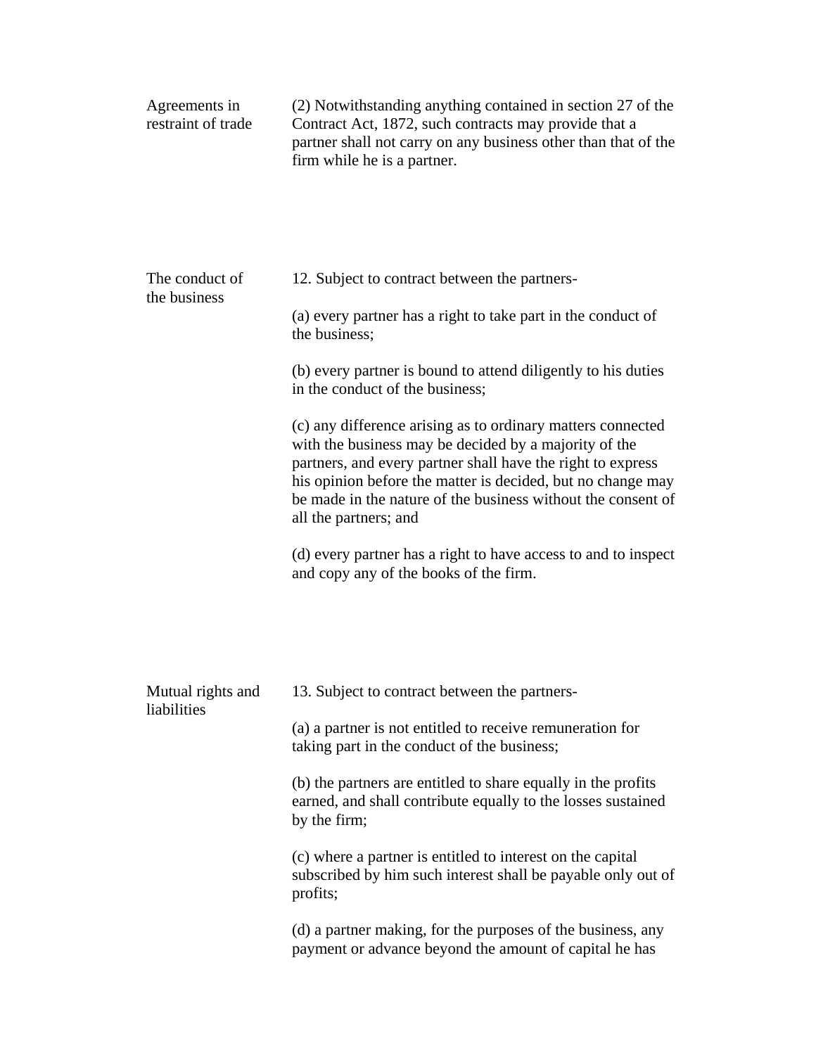**Agreements in restraint of trade**

(2) Notwithstanding anything contained in section 27 of the Contract Act, 1872, such contracts may provide that a partner shall not carry on any business other than that of the firm while he is a partner.

**The conduct of the business**

12. Subject to contract between the partners-

(a) every partner has a right to take part in the conduct of the business;

(b) every partner is bound to attend diligently to his duties in the conduct of the business;

(c) any difference arising as to ordinary matters connected with the business may be decided by a majority of the partners, and every partner shall have the right to express his opinion before the matter is decided, but no change may be made in the nature of the business without the consent of all the partners; and

(d) every partner has a right to have access to and to inspect and copy any of the books of the firm.

**Mutual rights and liabilities**

13. Subject to contract between the partners-

(a) a partner is not entitled to receive remuneration for taking part in the conduct of the business;

(b) the partners are entitled to share equally in the profits earned, and shall contribute equally to the losses sustained by the firm;

(c) where a partner is entitled to interest on the capital subscribed by him such interest shall be payable only out of profits;

(d) a partner making, for the purposes of the business, any payment or advance beyond the amount of capital he has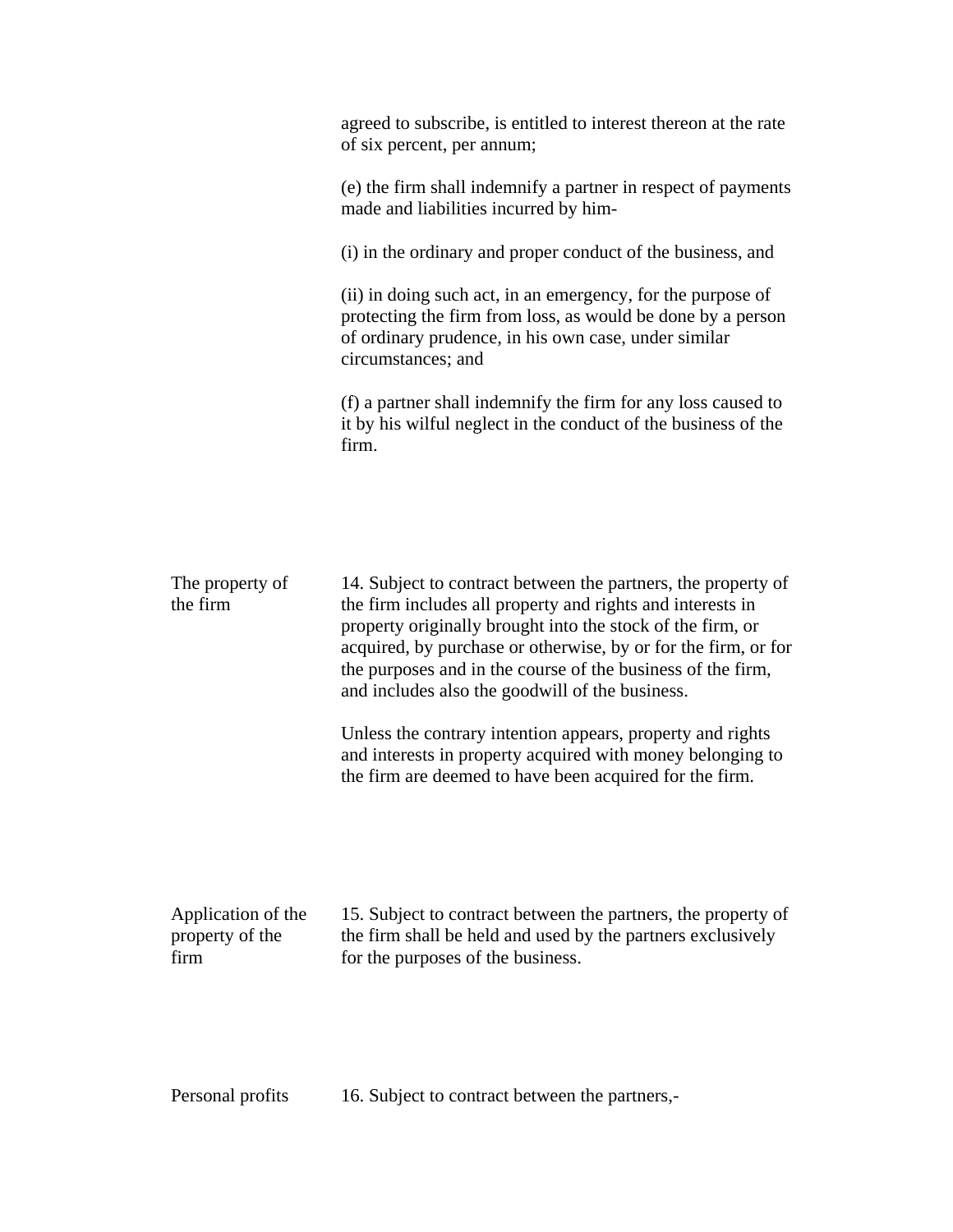agreed to subscribe, is entitled to interest thereon at the rate of six percent, per annum;

(e) the firm shall indemnify a partner in respect of payments made and liabilities incurred by him-

(i) in the ordinary and proper conduct of the business, and

(ii) in doing such act, in an emergency, for the purpose of protecting the firm from loss, as would be done by a person of ordinary prudence, in his own case, under similar circumstances; and

(f) a partner shall indemnify the firm for any loss caused to it by his wilful neglect in the conduct of the business of the firm.

**The property of the firm**

14. Subject to contract between the partners, the property of the firm includes all property and rights and interests in property originally brought into the stock of the firm, or acquired, by purchase or otherwise, by or for the firm, or for the purposes and in the course of the business of the firm, and includes also the goodwill of the business.

Unless the contrary intention appears, property and rights and interests in property acquired with money belonging to the firm are deemed to have been acquired for the firm.

**Application of the property of the firm**

15. Subject to contract between the partners, the property of the firm shall be held and used by the partners exclusively for the purposes of the business.

**Personal profits**

16. Subject to contract between the partners,-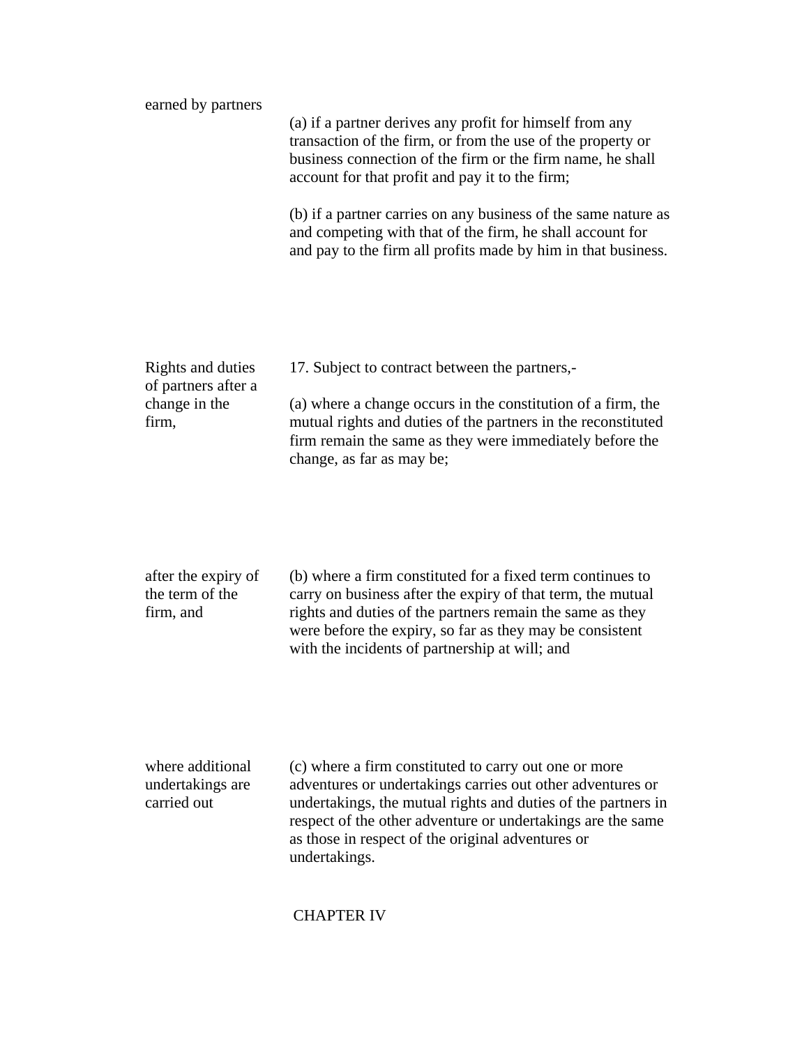earned by partners

(a) if a partner derives any profit for himself from any transaction of the firm, or from the use of the property or business connection of the firm or the firm name, he shall account for that profit and pay it to the firm;

(b) if a partner carries on any business of the same nature as and competing with that of the firm, he shall account for and pay to the firm all profits made by him in that business.

Rights and duties of partners after a change in the firm,

17. Subject to contract between the partners,-

(a) where a change occurs in the constitution of a firm, the mutual rights and duties of the partners in the reconstituted firm remain the same as they were immediately before the change, as far as may be;

after the expiry of the term of the firm, and

(b) where a firm constituted for a fixed term continues to carry on business after the expiry of that term, the mutual rights and duties of the partners remain the same as they were before the expiry, so far as they may be consistent with the incidents of partnership at will; and

where additional undertakings are carried out

(c) where a firm constituted to carry out one or more adventures or undertakings carries out other adventures or undertakings, the mutual rights and duties of the partners in respect of the other adventure or undertakings are the same as those in respect of the original adventures or undertakings.

## CHAPTER IV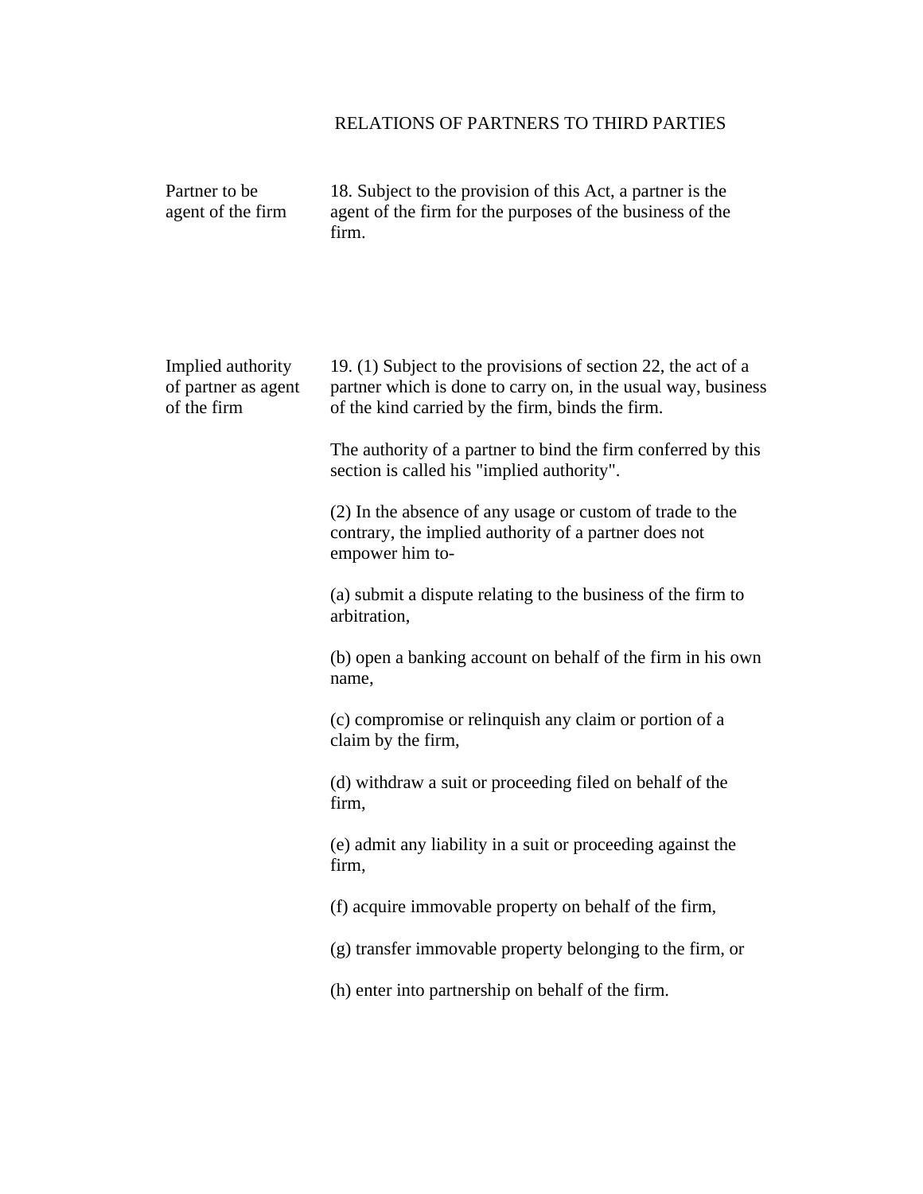## RELATIONS OF PARTNERS TO THIRD PARTIES

**Partner to be agent of the firm**

18. Subject to the provision of this Act, a partner is the agent of the firm for the purposes of the business of the firm.

**Implied authority of partner as agent of the firm**

19. (1) Subject to the provisions of section 22, the act of a partner which is done to carry on, in the usual way, business of the kind carried by the firm, binds the firm.

The authority of a partner to bind the firm conferred by this section is called his "implied authority".

(2) In the absence of any usage or custom of trade to the contrary, the implied authority of a partner does not empower him to-

(a) submit a dispute relating to the business of the firm to arbitration,

(b) open a banking account on behalf of the firm in his own name,

(c) compromise or relinquish any claim or portion of a claim by the firm,

(d) withdraw a suit or proceeding filed on behalf of the firm,

(e) admit any liability in a suit or proceeding against the firm,

(f) acquire immovable property on behalf of the firm,

(g) transfer immovable property belonging to the firm, or

(h) enter into partnership on behalf of the firm.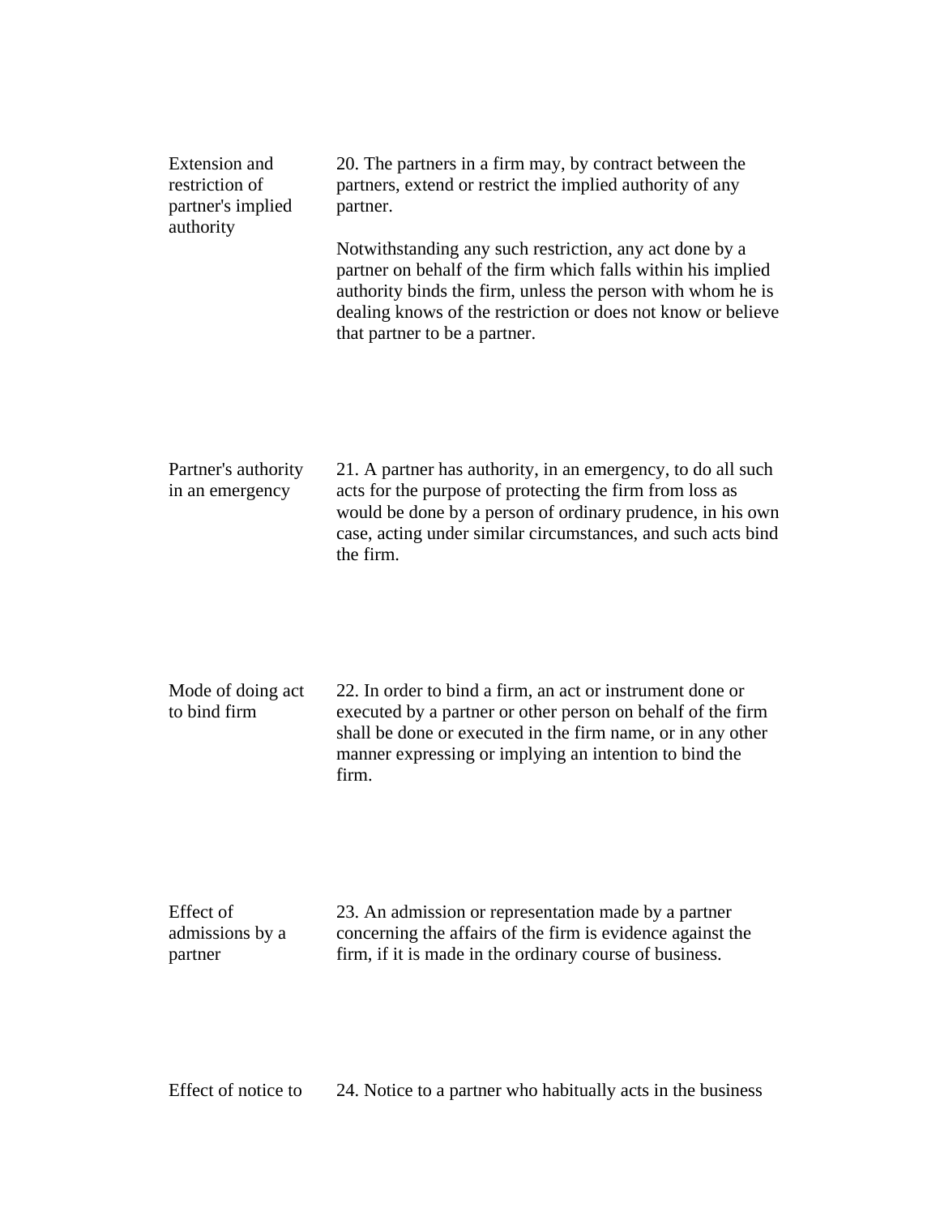**Extension and restriction of partner's implied authority**

20. The partners in a firm may, by contract between the partners, extend or restrict the implied authority of any partner.

Notwithstanding any such restriction, any act done by a partner on behalf of the firm which falls within his implied authority binds the firm, unless the person with whom he is dealing knows of the restriction or does not know or believe that partner to be a partner.

**Partner's authority in an emergency**

21. A partner has authority, in an emergency, to do all such acts for the purpose of protecting the firm from loss as would be done by a person of ordinary prudence, in his own case, acting under similar circumstances, and such acts bind the firm.

**Mode of doing act to bind firm**

22. In order to bind a firm, an act or instrument done or executed by a partner or other person on behalf of the firm shall be done or executed in the firm name, or in any other manner expressing or implying an intention to bind the firm.

**Effect of admissions by a partner**

23. An admission or representation made by a partner concerning the affairs of the firm is evidence against the firm, if it is made in the ordinary course of business.

**Effect of notice to**

24. Notice to a partner who habitually acts in the business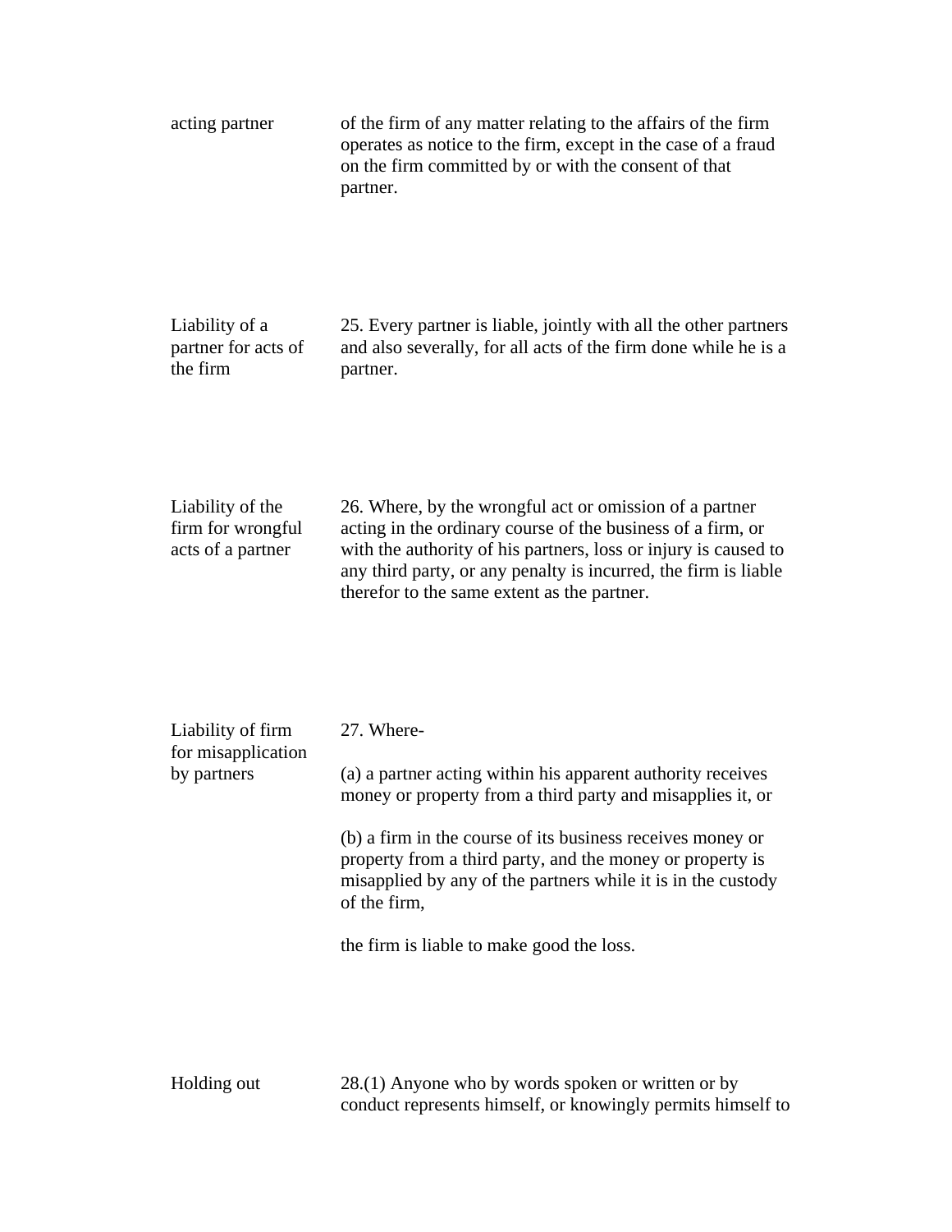acting partner

of the firm of any matter relating to the affairs of the firm operates as notice to the firm, except in the case of a fraud on the firm committed by or with the consent of that partner.

**Liability of a partner for acts of the firm**

25. Every partner is liable, jointly with all the other partners and also severally, for all acts of the firm done while he is a partner.

**Liability of the firm for wrongful acts of a partner**

26. Where, by the wrongful act or omission of a partner acting in the ordinary course of the business of a firm, or with the authority of his partners, loss or injury is caused to any third party, or any penalty is incurred, the firm is liable therefor to the same extent as the partner.

**Liability of firm for misapplication by partners**

27. Where-

(a) a partner acting within his apparent authority receives money or property from a third party and misapplies it, or

(b) a firm in the course of its business receives money or property from a third party, and the money or property is misapplied by any of the partners while it is in the custody of the firm,

the firm is liable to make good the loss.

**Holding out**

28.(1) Anyone who by words spoken or written or by conduct represents himself, or knowingly permits himself to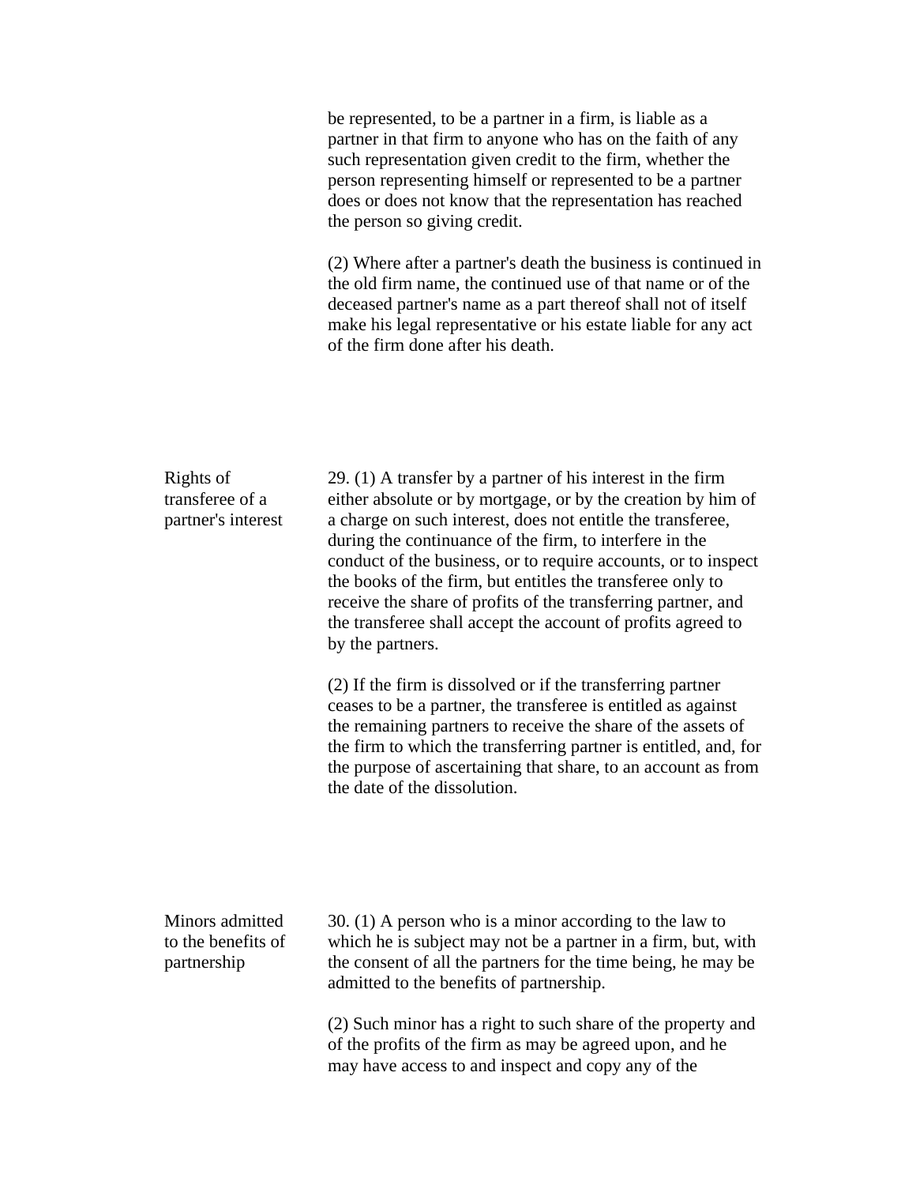be represented, to be a partner in a firm, is liable as a partner in that firm to anyone who has on the faith of any such representation given credit to the firm, whether the person representing himself or represented to be a partner does or does not know that the representation has reached the person so giving credit.

(2) Where after a partner's death the business is continued in the old firm name, the continued use of that name or of the deceased partner's name as a part thereof shall not of itself make his legal representative or his estate liable for any act of the firm done after his death.

**Rights of transferee of a partner's interest**

29. (1) A transfer by a partner of his interest in the firm either absolute or by mortgage, or by the creation by him of a charge on such interest, does not entitle the transferee, during the continuance of the firm, to interfere in the conduct of the business, or to require accounts, or to inspect the books of the firm, but entitles the transferee only to receive the share of profits of the transferring partner, and the transferee shall accept the account of profits agreed to by the partners.

(2) If the firm is dissolved or if the transferring partner ceases to be a partner, the transferee is entitled as against the remaining partners to receive the share of the assets of the firm to which the transferring partner is entitled, and, for the purpose of ascertaining that share, to an account as from the date of the dissolution.

**Minors admitted to the benefits of partnership**

30. (1) A person who is a minor according to the law to which he is subject may not be a partner in a firm, but, with the consent of all the partners for the time being, he may be admitted to the benefits of partnership.

(2) Such minor has a right to such share of the property and of the profits of the firm as may be agreed upon, and he may have access to and inspect and copy any of the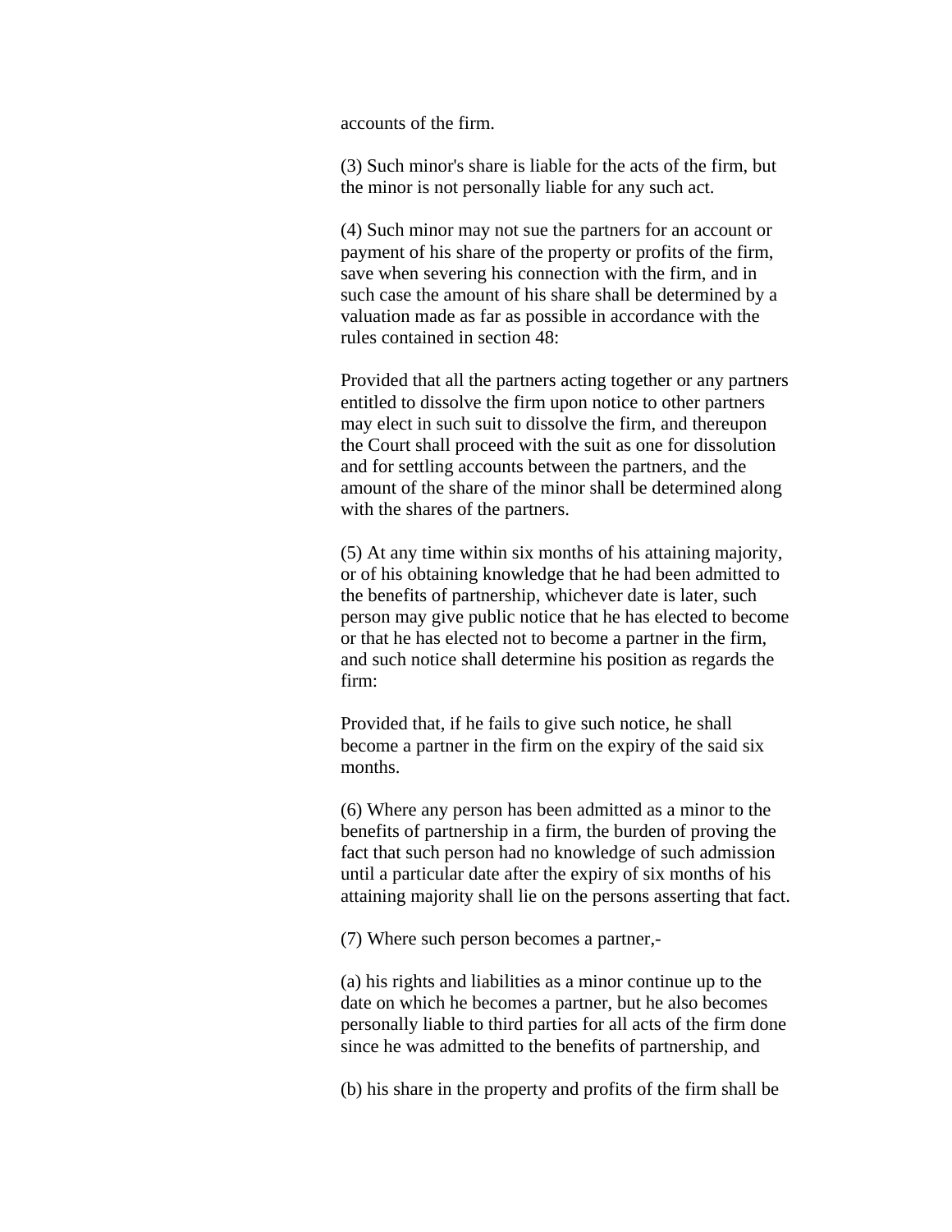accounts of the firm.

(3) Such minor's share is liable for the acts of the firm, but the minor is not personally liable for any such act.

(4) Such minor may not sue the partners for an account or payment of his share of the property or profits of the firm, save when severing his connection with the firm, and in such case the amount of his share shall be determined by a valuation made as far as possible in accordance with the rules contained in section 48:

Provided that all the partners acting together or any partners entitled to dissolve the firm upon notice to other partners may elect in such suit to dissolve the firm, and thereupon the Court shall proceed with the suit as one for dissolution and for settling accounts between the partners, and the amount of the share of the minor shall be determined along with the shares of the partners.

(5) At any time within six months of his attaining majority, or of his obtaining knowledge that he had been admitted to the benefits of partnership, whichever date is later, such person may give public notice that he has elected to become or that he has elected not to become a partner in the firm, and such notice shall determine his position as regards the firm:

Provided that, if he fails to give such notice, he shall become a partner in the firm on the expiry of the said six months.

(6) Where any person has been admitted as a minor to the benefits of partnership in a firm, the burden of proving the fact that such person had no knowledge of such admission until a particular date after the expiry of six months of his attaining majority shall lie on the persons asserting that fact.

(7) Where such person becomes a partner,-

(a) his rights and liabilities as a minor continue up to the date on which he becomes a partner, but he also becomes personally liable to third parties for all acts of the firm done since he was admitted to the benefits of partnership, and

(b) his share in the property and profits of the firm shall be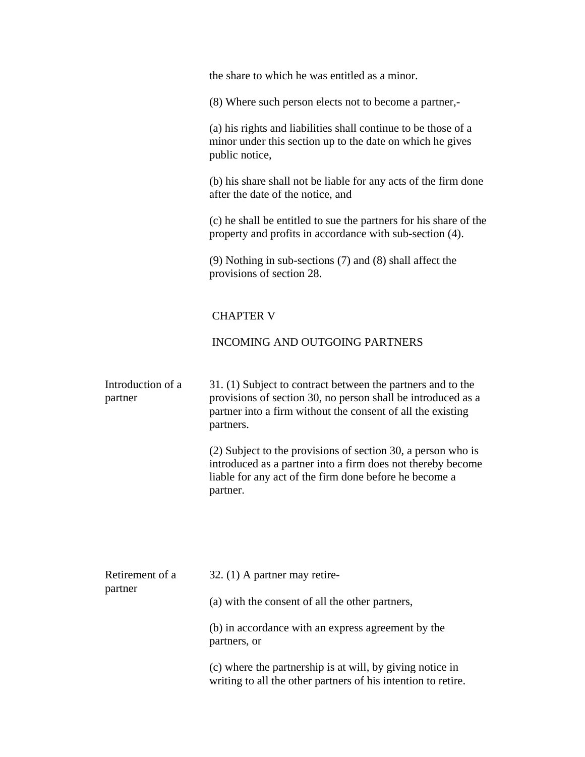the share to which he was entitled as a minor.

(8) Where such person elects not to become a partner,-

(a) his rights and liabilities shall continue to be those of a minor under this section up to the date on which he gives public notice,

(b) his share shall not be liable for any acts of the firm done after the date of the notice, and

(c) he shall be entitled to sue the partners for his share of the property and profits in accordance with sub-section (4).

(9) Nothing in sub-sections (7) and (8) shall affect the provisions of section 28.

## CHAPTER V

## INCOMING AND OUTGOING PARTNERS

**Introduction of a partner**

31. (1) Subject to contract between the partners and to the provisions of section 30, no person shall be introduced as a partner into a firm without the consent of all the existing partners.

(2) Subject to the provisions of section 30, a person who is introduced as a partner into a firm does not thereby become liable for any act of the firm done before he become a partner.

**Retirement of a partner**

32. (1) A partner may retire-

(a) with the consent of all the other partners,

(b) in accordance with an express agreement by the partners, or

(c) where the partnership is at will, by giving notice in writing to all the other partners of his intention to retire.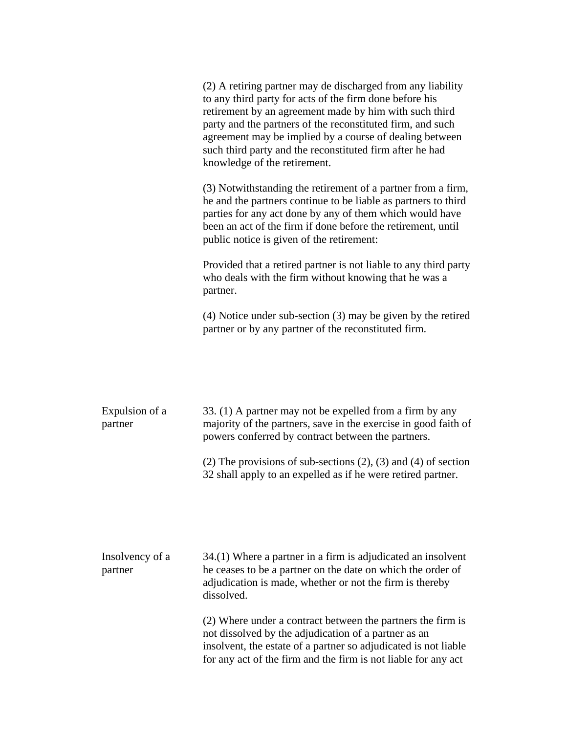(2) A retiring partner may de discharged from any liability to any third party for acts of the firm done before his retirement by an agreement made by him with such third party and the partners of the reconstituted firm, and such agreement may be implied by a course of dealing between such third party and the reconstituted firm after he had knowledge of the retirement.

(3) Notwithstanding the retirement of a partner from a firm, he and the partners continue to be liable as partners to third parties for any act done by any of them which would have been an act of the firm if done before the retirement, until public notice is given of the retirement:

Provided that a retired partner is not liable to any third party who deals with the firm without knowing that he was a partner.

(4) Notice under sub-section (3) may be given by the retired partner or by any partner of the reconstituted firm.

**Expulsion of a partner**

33. (1) A partner may not be expelled from a firm by any majority of the partners, save in the exercise in good faith of powers conferred by contract between the partners.

(2) The provisions of sub-sections (2), (3) and (4) of section 32 shall apply to an expelled as if he were retired partner.

**Insolvency of a partner**

34.(1) Where a partner in a firm is adjudicated an insolvent he ceases to be a partner on the date on which the order of adjudication is made, whether or not the firm is thereby dissolved.

(2) Where under a contract between the partners the firm is not dissolved by the adjudication of a partner as an insolvent, the estate of a partner so adjudicated is not liable for any act of the firm and the firm is not liable for any act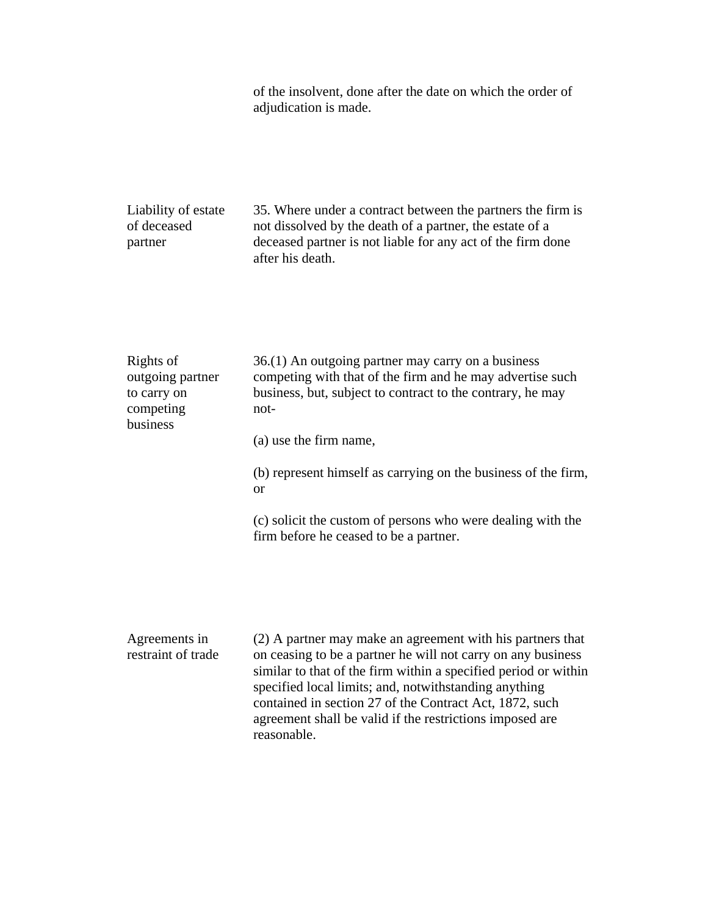of the insolvent, done after the date on which the order of adjudication is made.

**Liability of estate of deceased partner**

35. Where under a contract between the partners the firm is not dissolved by the death of a partner, the estate of a deceased partner is not liable for any act of the firm done after his death.

**Rights of outgoing partner to carry on competing business**

36.(1) An outgoing partner may carry on a business competing with that of the firm and he may advertise such business, but, subject to contract to the contrary, he may not-

(a) use the firm name,

(b) represent himself as carrying on the business of the firm, or

(c) solicit the custom of persons who were dealing with the firm before he ceased to be a partner.

**Agreements in restraint of trade**

(2) A partner may make an agreement with his partners that on ceasing to be a partner he will not carry on any business similar to that of the firm within a specified period or within specified local limits; and, notwithstanding anything contained in section 27 of the Contract Act, 1872, such agreement shall be valid if the restrictions imposed are reasonable.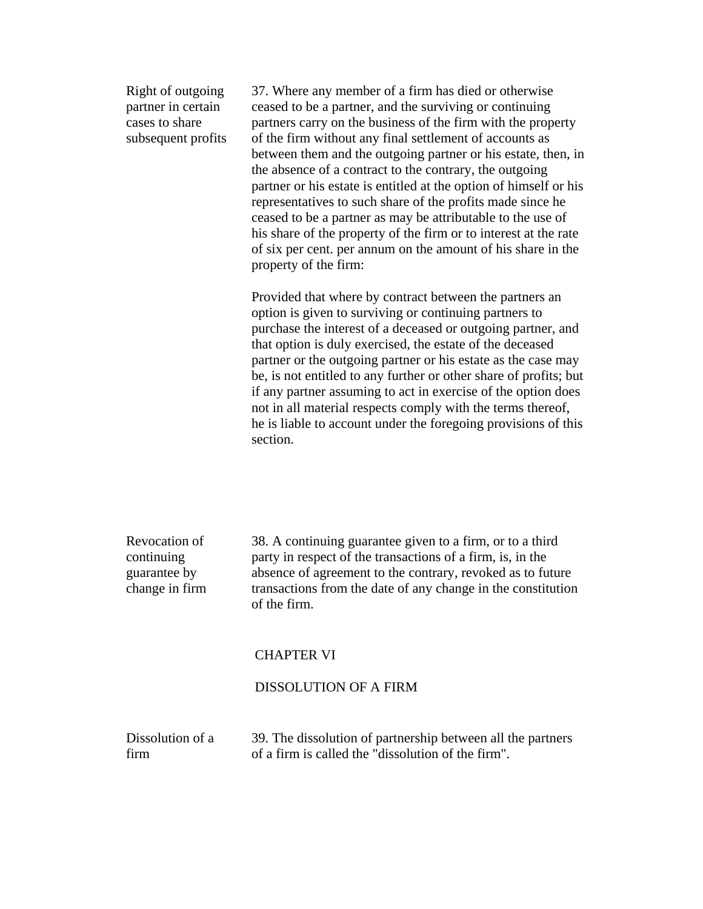**Right of outgoing partner in certain cases to share subsequent profits**

37. Where any member of a firm has died or otherwise ceased to be a partner, and the surviving or continuing partners carry on the business of the firm with the property of the firm without any final settlement of accounts as between them and the outgoing partner or his estate, then, in the absence of a contract to the contrary, the outgoing partner or his estate is entitled at the option of himself or his representatives to such share of the profits made since he ceased to be a partner as may be attributable to the use of his share of the property of the firm or to interest at the rate of six per cent. per annum on the amount of his share in the property of the firm:

Provided that where by contract between the partners an option is given to surviving or continuing partners to purchase the interest of a deceased or outgoing partner, and that option is duly exercised, the estate of the deceased partner or the outgoing partner or his estate as the case may be, is not entitled to any further or other share of profits; but if any partner assuming to act in exercise of the option does not in all material respects comply with the terms thereof, he is liable to account under the foregoing provisions of this section.

**Revocation of continuing guarantee by change in firm**

38. A continuing guarantee given to a firm, or to a third party in respect of the transactions of a firm, is, in the absence of agreement to the contrary, revoked as to future transactions from the date of any change in the constitution of the firm.

## CHAPTER VI

## DISSOLUTION OF A FIRM

**Dissolution of a firm**

39. The dissolution of partnership between all the partners of a firm is called the "dissolution of the firm".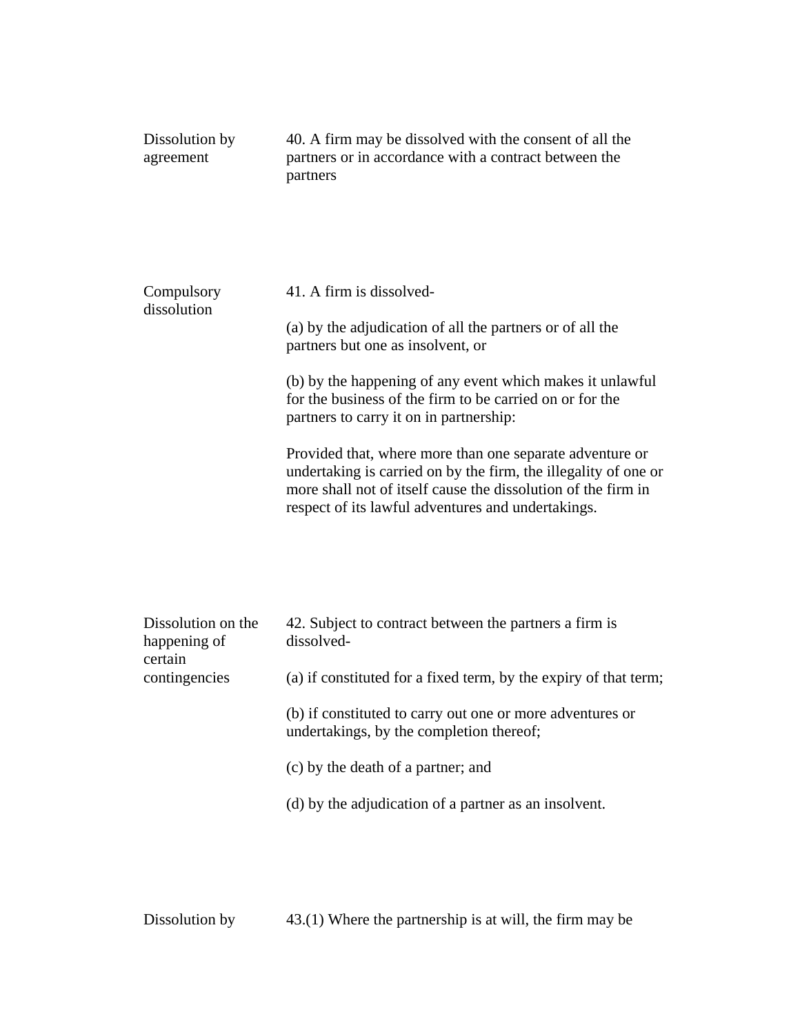**Dissolution by agreement**

40. A firm may be dissolved with the consent of all the partners or in accordance with a contract between the partners

**Compulsory dissolution**

41. A firm is dissolved-

(a) by the adjudication of all the partners or of all the partners but one as insolvent, or

(b) by the happening of any event which makes it unlawful for the business of the firm to be carried on or for the partners to carry it on in partnership:

Provided that, where more than one separate adventure or undertaking is carried on by the firm, the illegality of one or more shall not of itself cause the dissolution of the firm in respect of its lawful adventures and undertakings.

**Dissolution on the happening of certain contingencies**

42. Subject to contract between the partners a firm is dissolved-

(a) if constituted for a fixed term, by the expiry of that term;

(b) if constituted to carry out one or more adventures or undertakings, by the completion thereof;

(c) by the death of a partner; and

(d) by the adjudication of a partner as an insolvent.

**Dissolution by**

43.(1) Where the partnership is at will, the firm may be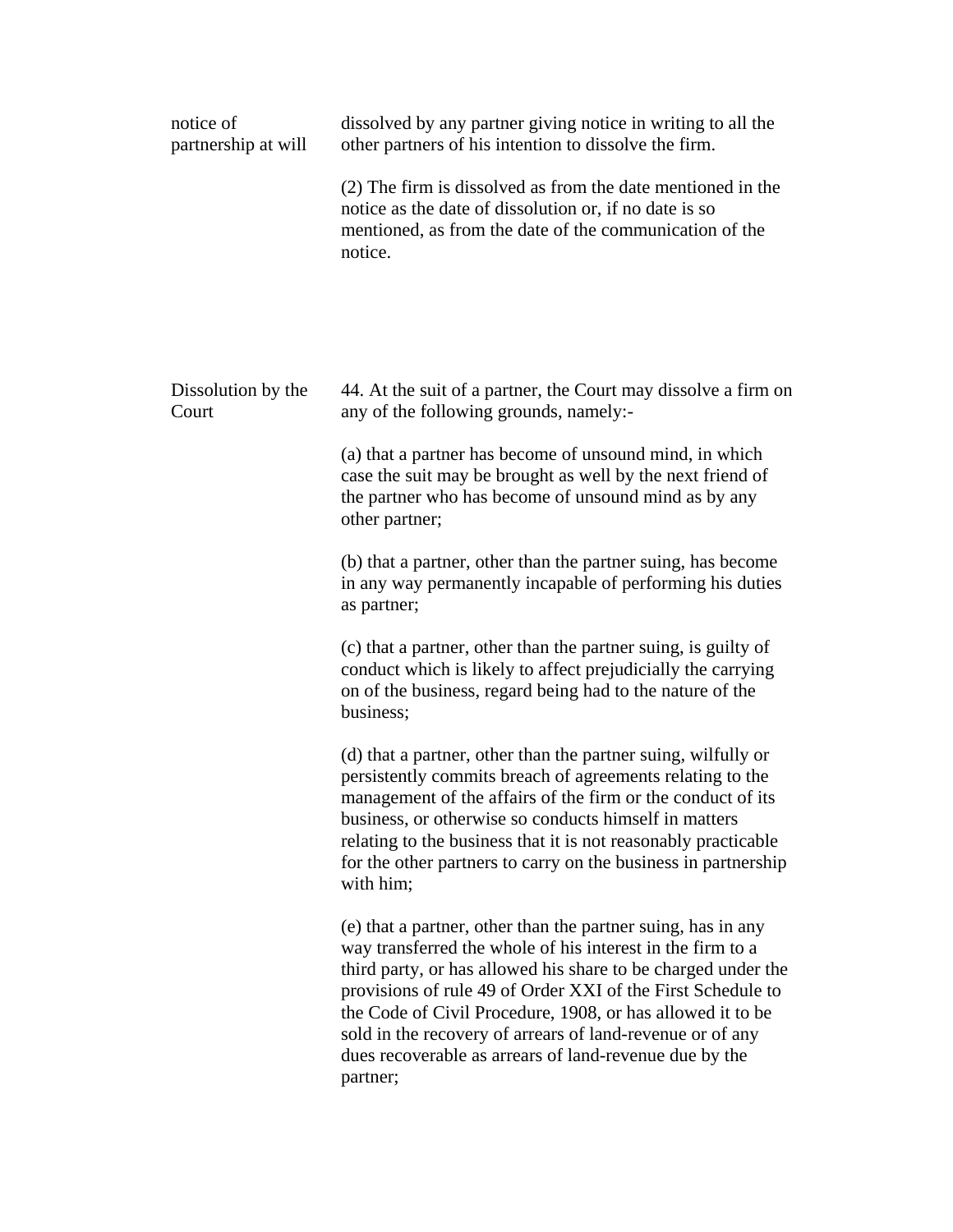notice of partnership at will

dissolved by any partner giving notice in writing to all the other partners of his intention to dissolve the firm.

(2) The firm is dissolved as from the date mentioned in the notice as the date of dissolution or, if no date is so mentioned, as from the date of the communication of the notice.

**Dissolution by the Court**

44. At the suit of a partner, the Court may dissolve a firm on any of the following grounds, namely:-

(a) that a partner has become of unsound mind, in which case the suit may be brought as well by the next friend of the partner who has become of unsound mind as by any other partner;

(b) that a partner, other than the partner suing, has become in any way permanently incapable of performing his duties as partner;

(c) that a partner, other than the partner suing, is guilty of conduct which is likely to affect prejudicially the carrying on of the business, regard being had to the nature of the business;

(d) that a partner, other than the partner suing, wilfully or persistently commits breach of agreements relating to the management of the affairs of the firm or the conduct of its business, or otherwise so conducts himself in matters relating to the business that it is not reasonably practicable for the other partners to carry on the business in partnership with him;

(e) that a partner, other than the partner suing, has in any way transferred the whole of his interest in the firm to a third party, or has allowed his share to be charged under the provisions of rule 49 of Order XXI of the First Schedule to the Code of Civil Procedure, 1908, or has allowed it to be sold in the recovery of arrears of land-revenue or of any dues recoverable as arrears of land-revenue due by the partner;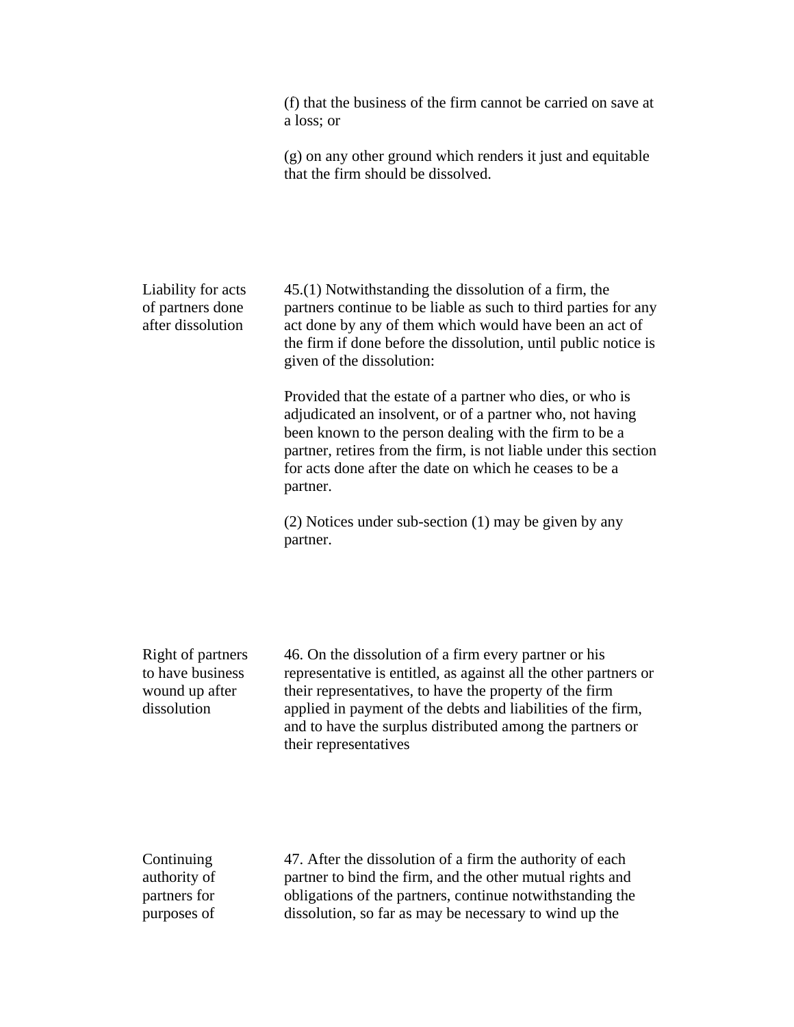(f) that the business of the firm cannot be carried on save at a loss; or

(g) on any other ground which renders it just and equitable that the firm should be dissolved.

**Liability for acts of partners done after dissolution**

45.(1) Notwithstanding the dissolution of a firm, the partners continue to be liable as such to third parties for any act done by any of them which would have been an act of the firm if done before the dissolution, until public notice is given of the dissolution:

Provided that the estate of a partner who dies, or who is adjudicated an insolvent, or of a partner who, not having been known to the person dealing with the firm to be a partner, retires from the firm, is not liable under this section for acts done after the date on which he ceases to be a partner.

(2) Notices under sub-section (1) may be given by any partner.

**Right of partners to have business wound up after dissolution**

46. On the dissolution of a firm every partner or his representative is entitled, as against all the other partners or their representatives, to have the property of the firm applied in payment of the debts and liabilities of the firm, and to have the surplus distributed among the partners or their representatives

**Continuing authority of partners for purposes of**

47. After the dissolution of a firm the authority of each partner to bind the firm, and the other mutual rights and obligations of the partners, continue notwithstanding the dissolution, so far as may be necessary to wind up the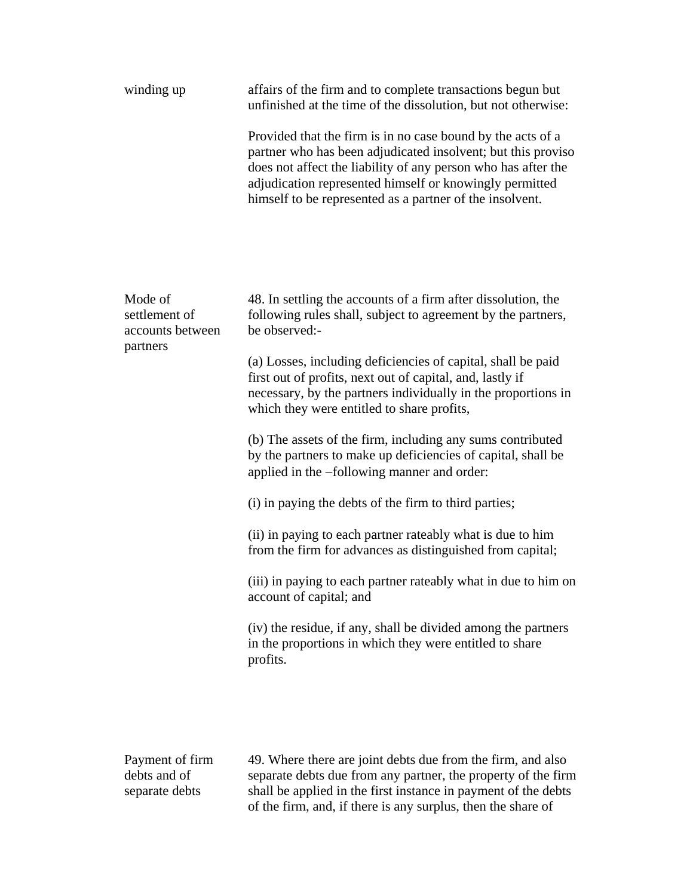winding up

affairs of the firm and to complete transactions begun but unfinished at the time of the dissolution, but not otherwise:

Provided that the firm is in no case bound by the acts of a partner who has been adjudicated insolvent; but this proviso does not affect the liability of any person who has after the adjudication represented himself or knowingly permitted himself to be represented as a partner of the insolvent.

Mode of settlement of accounts between partners

48. In settling the accounts of a firm after dissolution, the following rules shall, subject to agreement by the partners, be observed:-

(a) Losses, including deficiencies of capital, shall be paid first out of profits, next out of capital, and, lastly if necessary, by the partners individually in the proportions in which they were entitled to share profits,

(b) The assets of the firm, including any sums contributed by the partners to make up deficiencies of capital, shall be applied in the –following manner and order:

(i) in paying the debts of the firm to third parties;

(ii) in paying to each partner rateably what is due to him from the firm for advances as distinguished from capital;

(iii) in paying to each partner rateably what in due to him on account of capital; and

(iv) the residue, if any, shall be divided among the partners in the proportions in which they were entitled to share profits.

Payment of firm debts and of separate debts

49. Where there are joint debts due from the firm, and also separate debts due from any partner, the property of the firm shall be applied in the first instance in payment of the debts of the firm, and, if there is any surplus, then the share of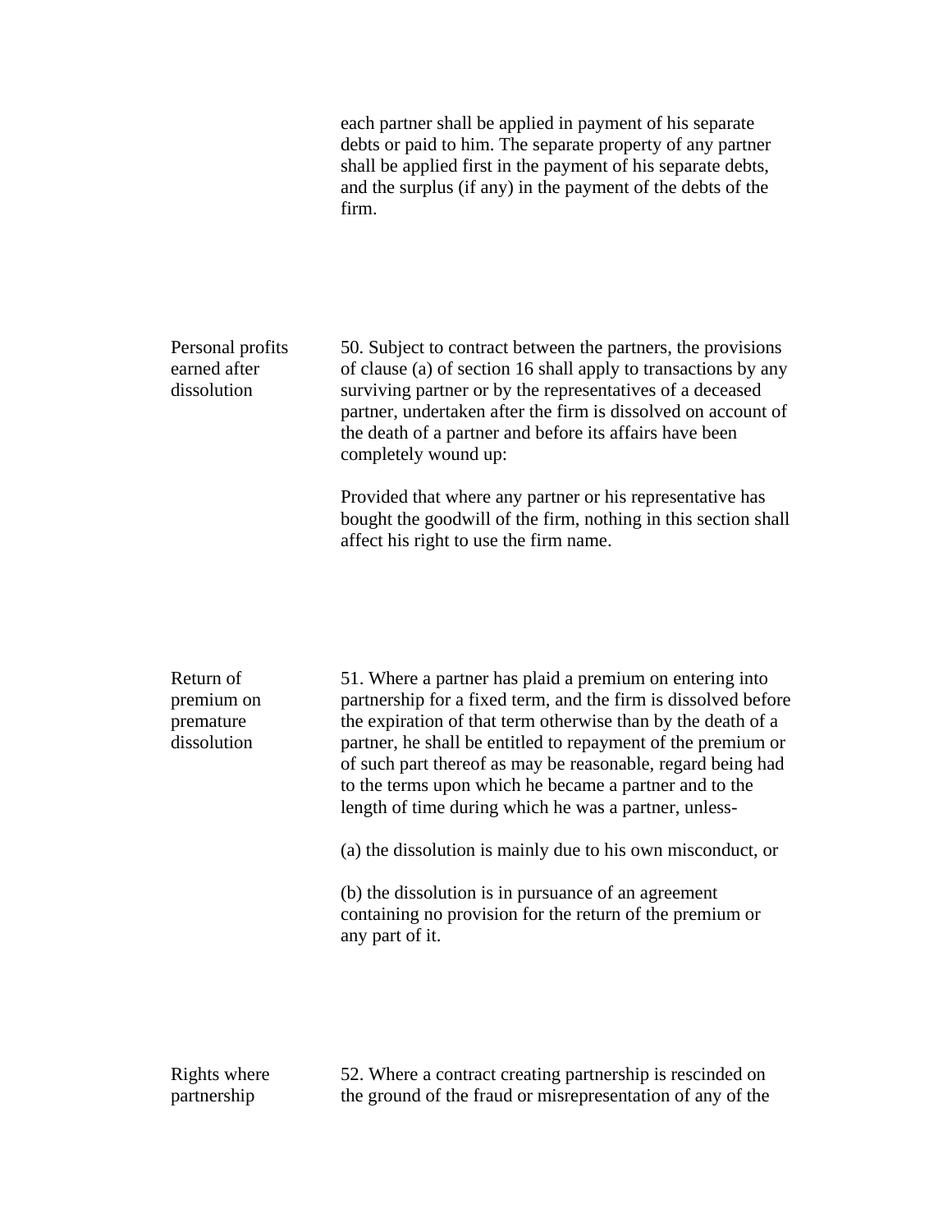each partner shall be applied in payment of his separate debts or paid to him. The separate property of any partner shall be applied first in the payment of his separate debts, and the surplus (if any) in the payment of the debts of the firm.

**Personal profits earned after dissolution**

50. Subject to contract between the partners, the provisions of clause (a) of section 16 shall apply to transactions by any surviving partner or by the representatives of a deceased partner, undertaken after the firm is dissolved on account of the death of a partner and before its affairs have been completely wound up:

Provided that where any partner or his representative has bought the goodwill of the firm, nothing in this section shall affect his right to use the firm name.

**Return of premium on premature dissolution**

51. Where a partner has plaid a premium on entering into partnership for a fixed term, and the firm is dissolved before the expiration of that term otherwise than by the death of a partner, he shall be entitled to repayment of the premium or of such part thereof as may be reasonable, regard being had to the terms upon which he became a partner and to the length of time during which he was a partner, unless-

(a) the dissolution is mainly due to his own misconduct, or

(b) the dissolution is in pursuance of an agreement containing no provision for the return of the premium or any part of it.

**Rights where partnership**

52. Where a contract creating partnership is rescinded on the ground of the fraud or misrepresentation of any of the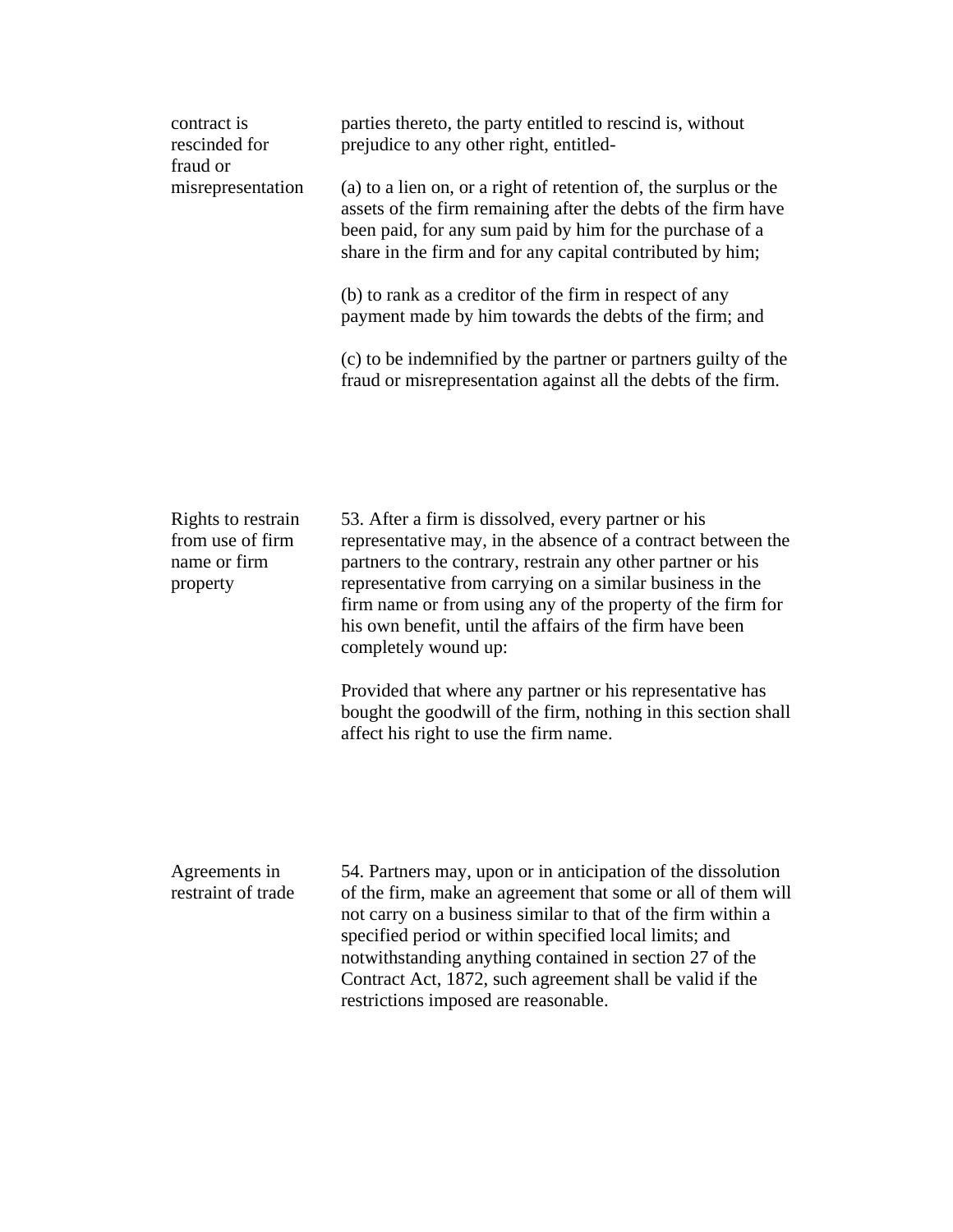contract is rescinded for fraud or misrepresentation

parties thereto, the party entitled to rescind is, without prejudice to any other right, entitled-

(a) to a lien on, or a right of retention of, the surplus or the assets of the firm remaining after the debts of the firm have been paid, for any sum paid by him for the purchase of a share in the firm and for any capital contributed by him;

(b) to rank as a creditor of the firm in respect of any payment made by him towards the debts of the firm; and

(c) to be indemnified by the partner or partners guilty of the fraud or misrepresentation against all the debts of the firm.

**Rights to restrain from use of firm name or firm property**

53. After a firm is dissolved, every partner or his representative may, in the absence of a contract between the partners to the contrary, restrain any other partner or his representative from carrying on a similar business in the firm name or from using any of the property of the firm for his own benefit, until the affairs of the firm have been completely wound up:

Provided that where any partner or his representative has bought the goodwill of the firm, nothing in this section shall affect his right to use the firm name.

**Agreements in restraint of trade**

54. Partners may, upon or in anticipation of the dissolution of the firm, make an agreement that some or all of them will not carry on a business similar to that of the firm within a specified period or within specified local limits; and notwithstanding anything contained in section 27 of the Contract Act, 1872, such agreement shall be valid if the restrictions imposed are reasonable.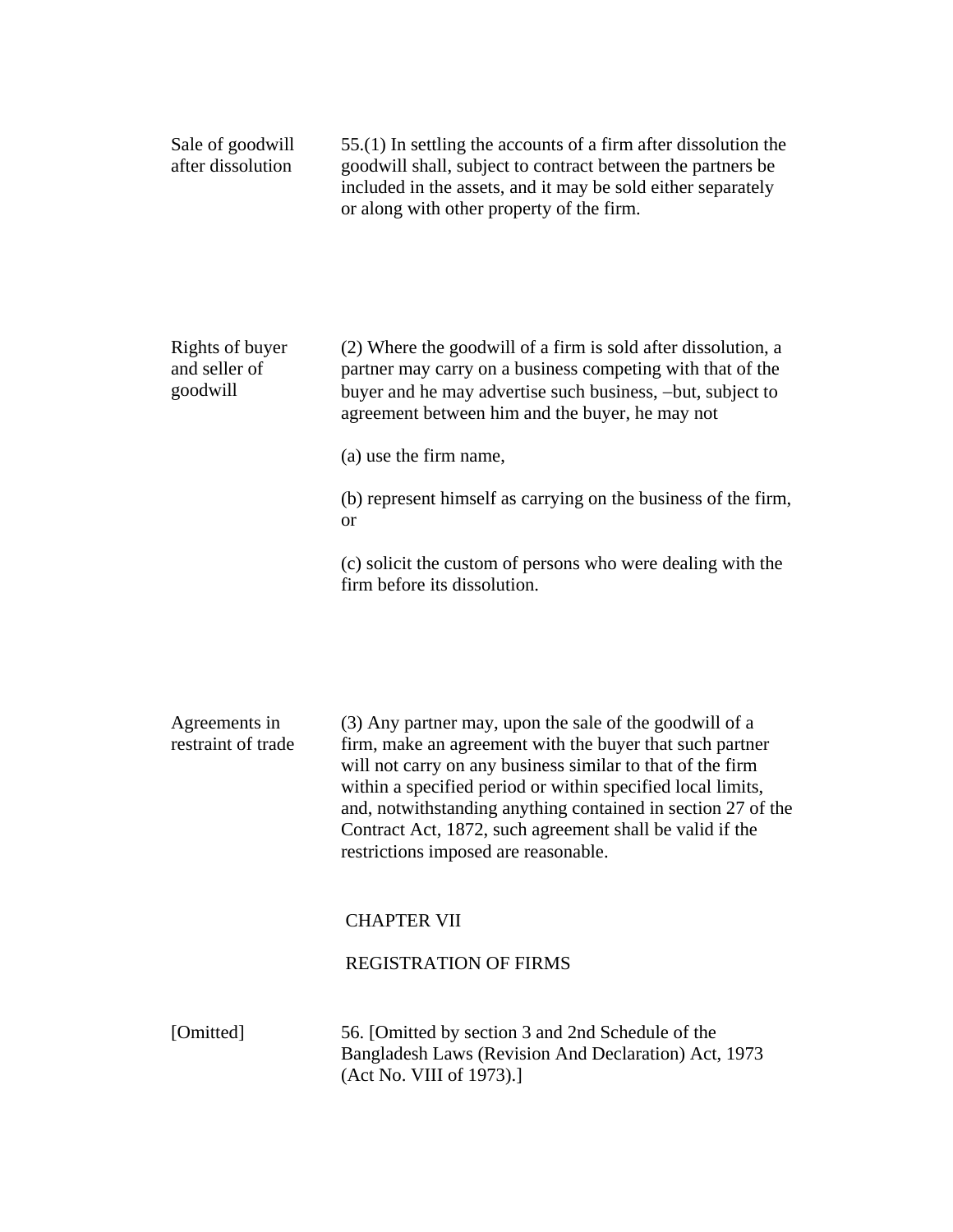**Sale of goodwill after dissolution**

55.(1) In settling the accounts of a firm after dissolution the goodwill shall, subject to contract between the partners be included in the assets, and it may be sold either separately or along with other property of the firm.

**Rights of buyer and seller of goodwill**

(2) Where the goodwill of a firm is sold after dissolution, a partner may carry on a business competing with that of the buyer and he may advertise such business, –but, subject to agreement between him and the buyer, he may not

(a) use the firm name,

(b) represent himself as carrying on the business of the firm, or

(c) solicit the custom of persons who were dealing with the firm before its dissolution.

**Agreements in restraint of trade**

(3) Any partner may, upon the sale of the goodwill of a firm, make an agreement with the buyer that such partner will not carry on any business similar to that of the firm within a specified period or within specified local limits, and, notwithstanding anything contained in section 27 of the Contract Act, 1872, such agreement shall be valid if the restrictions imposed are reasonable.

## CHAPTER VII

## REGISTRATION OF FIRMS

**[Omitted]**

56. [Omitted by section 3 and 2nd Schedule of the Bangladesh Laws (Revision And Declaration) Act, 1973 (Act No. VIII of 1973).]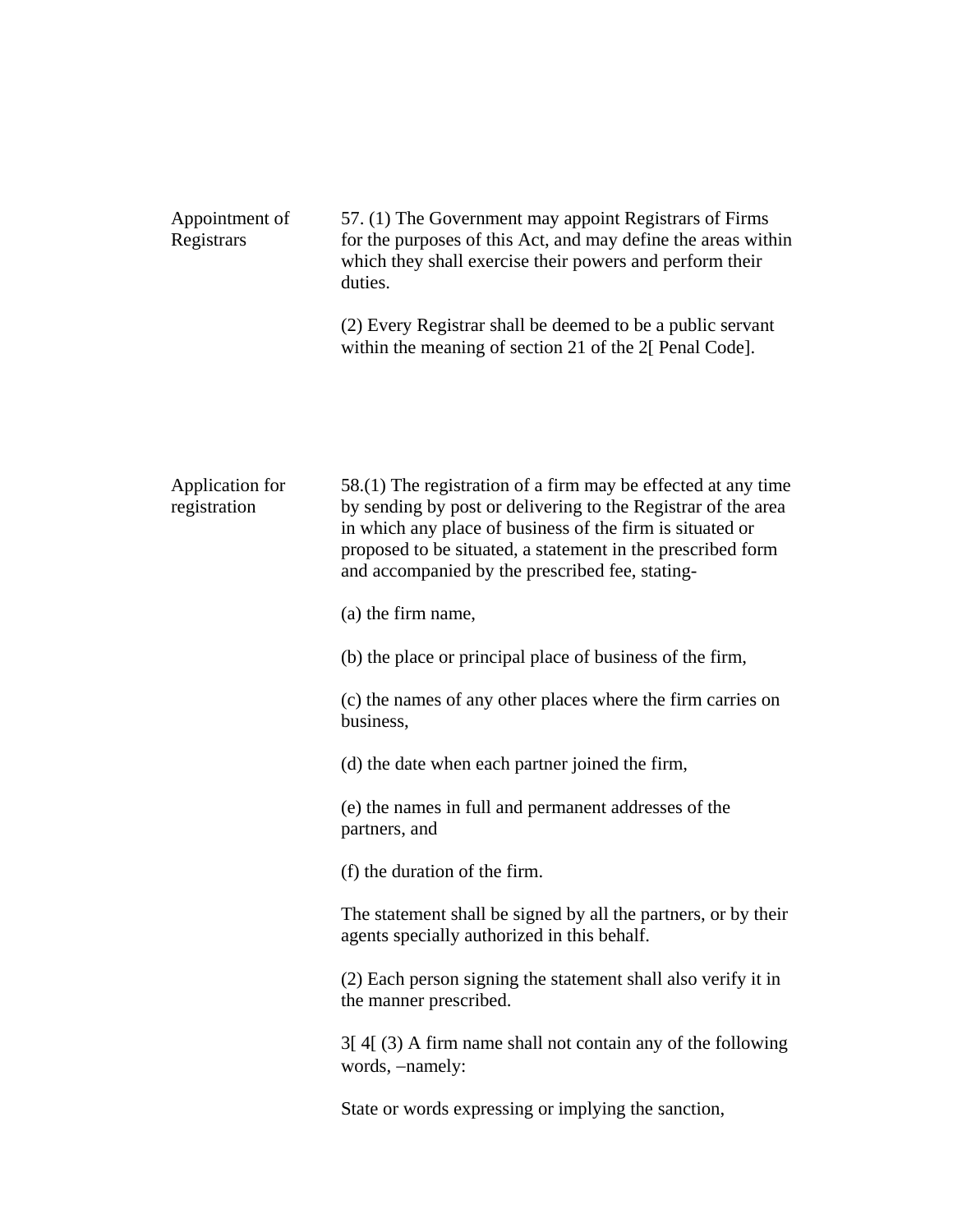**Appointment of Registrars**

57. (1) The Government may appoint Registrars of Firms for the purposes of this Act, and may define the areas within which they shall exercise their powers and perform their duties.

(2) Every Registrar shall be deemed to be a public servant within the meaning of section 21 of the 2[ Penal Code].

**Application for registration**

58.(1) The registration of a firm may be effected at any time by sending by post or delivering to the Registrar of the area in which any place of business of the firm is situated or proposed to be situated, a statement in the prescribed form and accompanied by the prescribed fee, stating-

(a) the firm name,

(b) the place or principal place of business of the firm,

(c) the names of any other places where the firm carries on business,

(d) the date when each partner joined the firm,

(e) the names in full and permanent addresses of the partners, and

(f) the duration of the firm.

The statement shall be signed by all the partners, or by their agents specially authorized in this behalf.

(2) Each person signing the statement shall also verify it in the manner prescribed.

3[ 4[ (3) A firm name shall not contain any of the following words, –namely:

State or words expressing or implying the sanction,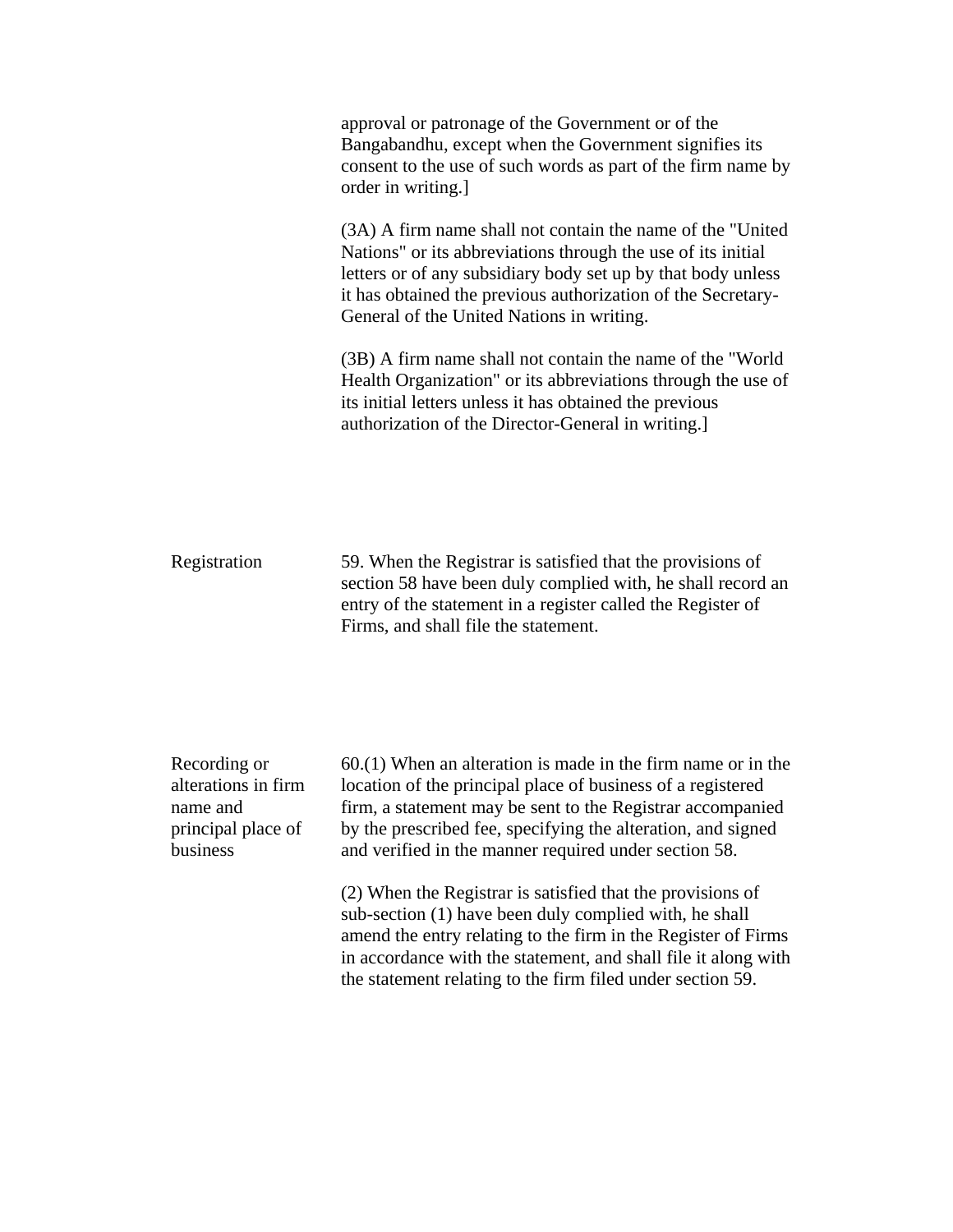approval or patronage of the Government or of the Bangabandhu, except when the Government signifies its consent to the use of such words as part of the firm name by order in writing.]

(3A) A firm name shall not contain the name of the "United Nations" or its abbreviations through the use of its initial letters or of any subsidiary body set up by that body unless it has obtained the previous authorization of the Secretary-General of the United Nations in writing.

(3B) A firm name shall not contain the name of the "World Health Organization" or its abbreviations through the use of its initial letters unless it has obtained the previous authorization of the Director-General in writing.]

**Registration**

59. When the Registrar is satisfied that the provisions of section 58 have been duly complied with, he shall record an entry of the statement in a register called the Register of Firms, and shall file the statement.

**Recording or alterations in firm name and principal place of business**

60.(1) When an alteration is made in the firm name or in the location of the principal place of business of a registered firm, a statement may be sent to the Registrar accompanied by the prescribed fee, specifying the alteration, and signed and verified in the manner required under section 58.

(2) When the Registrar is satisfied that the provisions of sub-section (1) have been duly complied with, he shall amend the entry relating to the firm in the Register of Firms in accordance with the statement, and shall file it along with the statement relating to the firm filed under section 59.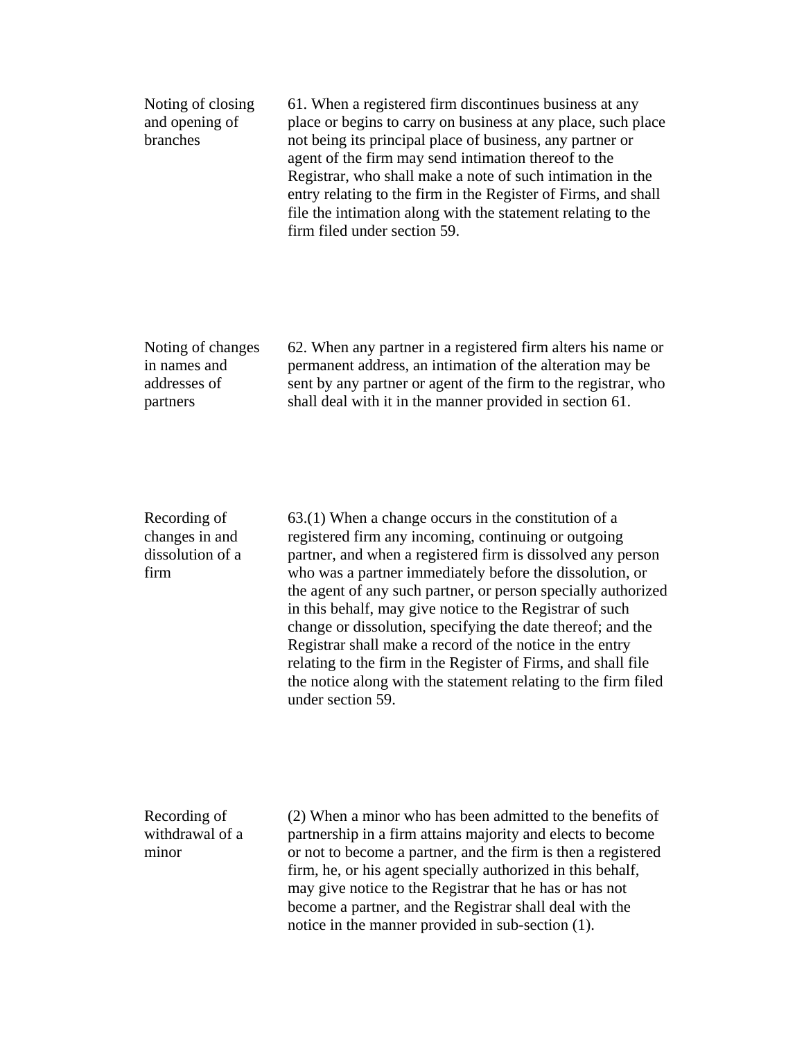**Noting of closing and opening of branches**

61. When a registered firm discontinues business at any place or begins to carry on business at any place, such place not being its principal place of business, any partner or agent of the firm may send intimation thereof to the Registrar, who shall make a note of such intimation in the entry relating to the firm in the Register of Firms, and shall file the intimation along with the statement relating to the firm filed under section 59.

**Noting of changes in names and addresses of partners**

62. When any partner in a registered firm alters his name or permanent address, an intimation of the alteration may be sent by any partner or agent of the firm to the registrar, who shall deal with it in the manner provided in section 61.

**Recording of changes in and dissolution of a firm**

63.(1) When a change occurs in the constitution of a registered firm any incoming, continuing or outgoing partner, and when a registered firm is dissolved any person who was a partner immediately before the dissolution, or the agent of any such partner, or person specially authorized in this behalf, may give notice to the Registrar of such change or dissolution, specifying the date thereof; and the Registrar shall make a record of the notice in the entry relating to the firm in the Register of Firms, and shall file the notice along with the statement relating to the firm filed under section 59.

**Recording of withdrawal of a minor**

(2) When a minor who has been admitted to the benefits of partnership in a firm attains majority and elects to become or not to become a partner, and the firm is then a registered firm, he, or his agent specially authorized in this behalf, may give notice to the Registrar that he has or has not become a partner, and the Registrar shall deal with the notice in the manner provided in sub-section (1).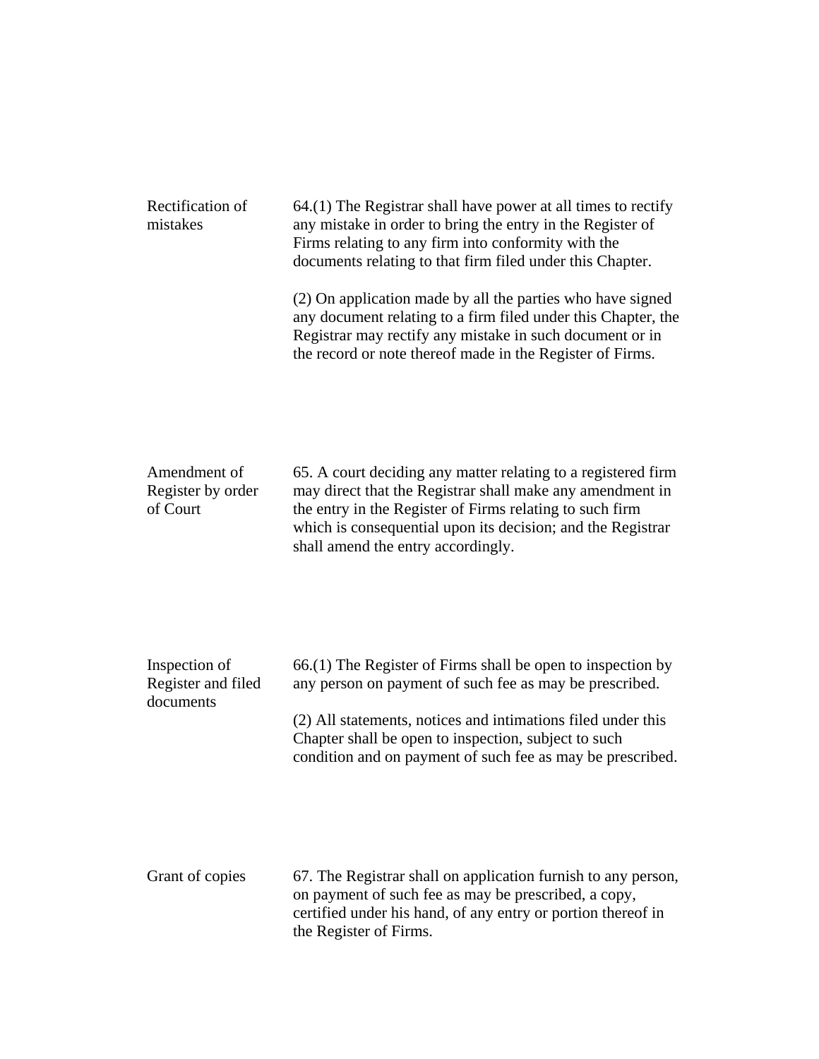**Rectification of mistakes**

64.(1) The Registrar shall have power at all times to rectify any mistake in order to bring the entry in the Register of Firms relating to any firm into conformity with the documents relating to that firm filed under this Chapter.

(2) On application made by all the parties who have signed any document relating to a firm filed under this Chapter, the Registrar may rectify any mistake in such document or in the record or note thereof made in the Register of Firms.

**Amendment of Register by order of Court**

65. A court deciding any matter relating to a registered firm may direct that the Registrar shall make any amendment in the entry in the Register of Firms relating to such firm which is consequential upon its decision; and the Registrar shall amend the entry accordingly.

**Inspection of Register and filed documents**

66.(1) The Register of Firms shall be open to inspection by any person on payment of such fee as may be prescribed.

(2) All statements, notices and intimations filed under this Chapter shall be open to inspection, subject to such condition and on payment of such fee as may be prescribed.

**Grant of copies**

67. The Registrar shall on application furnish to any person, on payment of such fee as may be prescribed, a copy, certified under his hand, of any entry or portion thereof in the Register of Firms.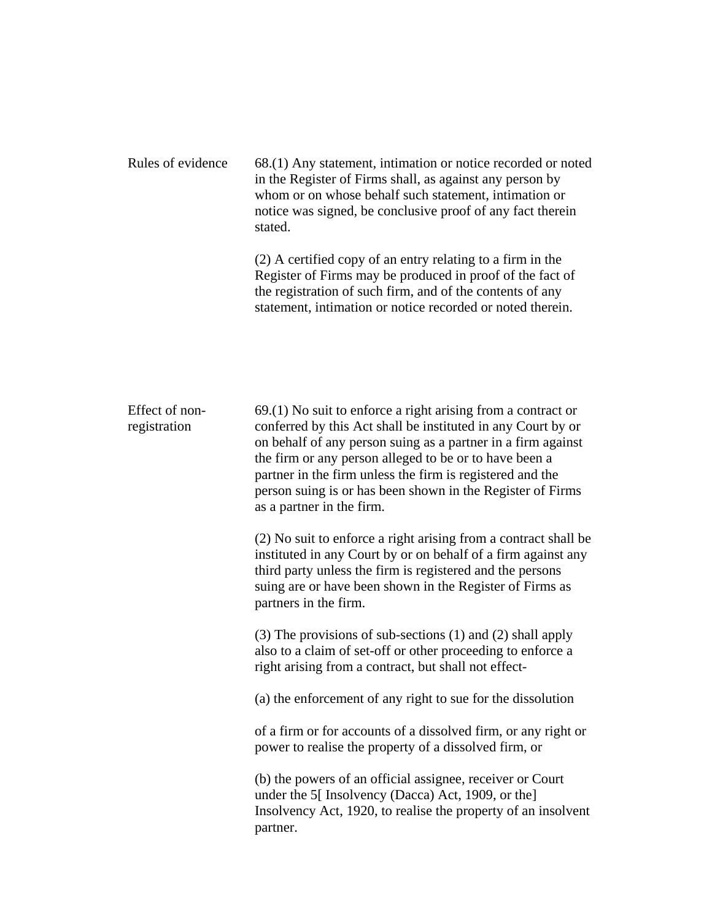**Rules of evidence**

68.(1) Any statement, intimation or notice recorded or noted in the Register of Firms shall, as against any person by whom or on whose behalf such statement, intimation or notice was signed, be conclusive proof of any fact therein stated.

(2) A certified copy of an entry relating to a firm in the Register of Firms may be produced in proof of the fact of the registration of such firm, and of the contents of any statement, intimation or notice recorded or noted therein.

**Effect of non-registration**

69.(1) No suit to enforce a right arising from a contract or conferred by this Act shall be instituted in any Court by or on behalf of any person suing as a partner in a firm against the firm or any person alleged to be or to have been a partner in the firm unless the firm is registered and the person suing is or has been shown in the Register of Firms as a partner in the firm.

(2) No suit to enforce a right arising from a contract shall be instituted in any Court by or on behalf of a firm against any third party unless the firm is registered and the persons suing are or have been shown in the Register of Firms as partners in the firm.

(3) The provisions of sub-sections (1) and (2) shall apply also to a claim of set-off or other proceeding to enforce a right arising from a contract, but shall not effect-

(a) the enforcement of any right to sue for the dissolution

of a firm or for accounts of a dissolved firm, or any right or power to realise the property of a dissolved firm, or

(b) the powers of an official assignee, receiver or Court under the 5[ Insolvency (Dacca) Act, 1909, or the] Insolvency Act, 1920, to realise the property of an insolvent partner.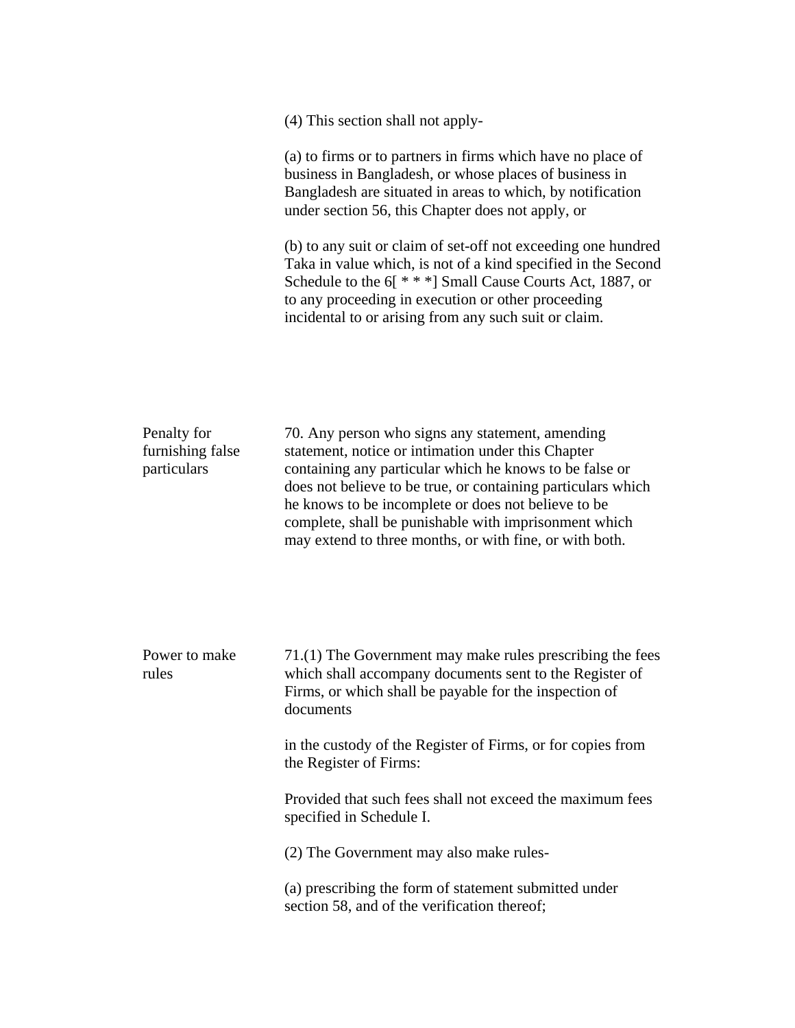(4) This section shall not apply-

(a) to firms or to partners in firms which have no place of business in Bangladesh, or whose places of business in Bangladesh are situated in areas to which, by notification under section 56, this Chapter does not apply, or

(b) to any suit or claim of set-off not exceeding one hundred Taka in value which, is not of a kind specified in the Second Schedule to the 6[ * * *] Small Cause Courts Act, 1887, or to any proceeding in execution or other proceeding incidental to or arising from any such suit or claim.

**Penalty for furnishing false particulars**

70. Any person who signs any statement, amending statement, notice or intimation under this Chapter containing any particular which he knows to be false or does not believe to be true, or containing particulars which he knows to be incomplete or does not believe to be complete, shall be punishable with imprisonment which may extend to three months, or with fine, or with both.

**Power to make rules**

71.(1) The Government may make rules prescribing the fees which shall accompany documents sent to the Register of Firms, or which shall be payable for the inspection of documents

in the custody of the Register of Firms, or for copies from the Register of Firms:

Provided that such fees shall not exceed the maximum fees specified in Schedule I.

(2) The Government may also make rules-

(a) prescribing the form of statement submitted under section 58, and of the verification thereof;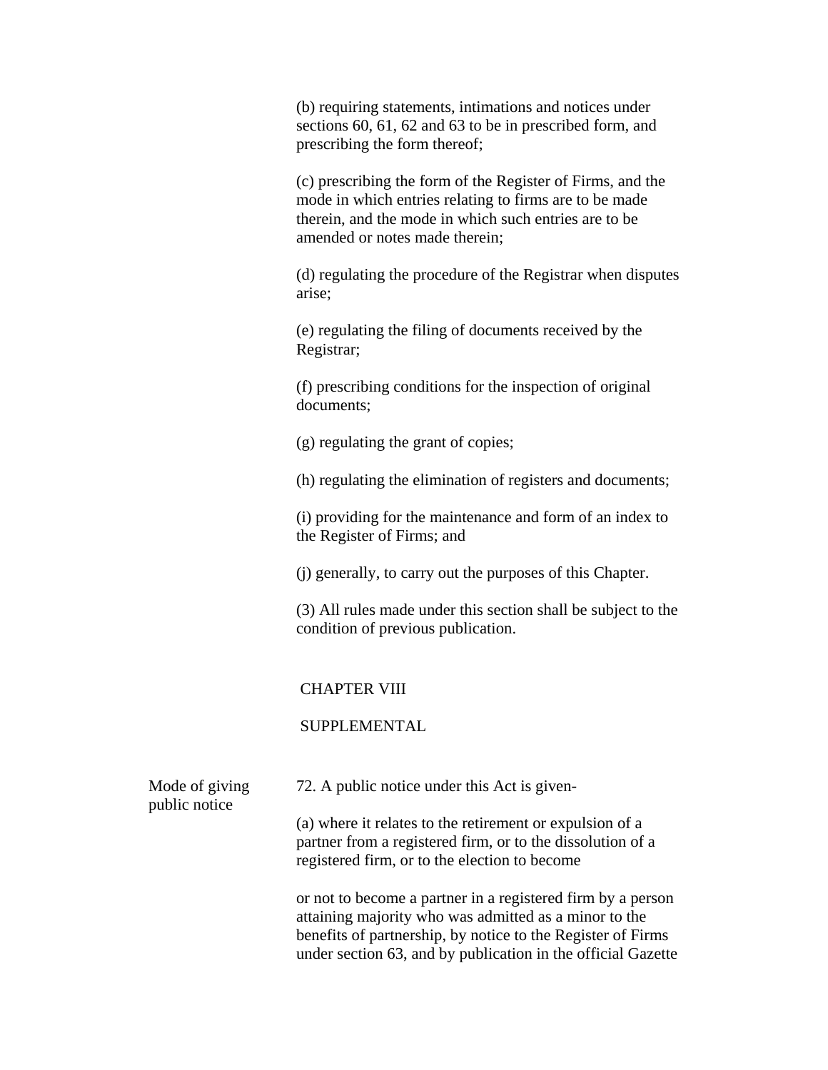(b) requiring statements, intimations and notices under sections 60, 61, 62 and 63 to be in prescribed form, and prescribing the form thereof;

(c) prescribing the form of the Register of Firms, and the mode in which entries relating to firms are to be made therein, and the mode in which such entries are to be amended or notes made therein;

(d) regulating the procedure of the Registrar when disputes arise;

(e) regulating the filing of documents received by the Registrar;

(f) prescribing conditions for the inspection of original documents;

(g) regulating the grant of copies;

(h) regulating the elimination of registers and documents;

(i) providing for the maintenance and form of an index to the Register of Firms; and

(j) generally, to carry out the purposes of this Chapter.

(3) All rules made under this section shall be subject to the condition of previous publication.

## CHAPTER VIII

## SUPPLEMENTAL

**Mode of giving public notice**

72. A public notice under this Act is given-

(a) where it relates to the retirement or expulsion of a partner from a registered firm, or to the dissolution of a registered firm, or to the election to become

or not to become a partner in a registered firm by a person attaining majority who was admitted as a minor to the benefits of partnership, by notice to the Register of Firms under section 63, and by publication in the official Gazette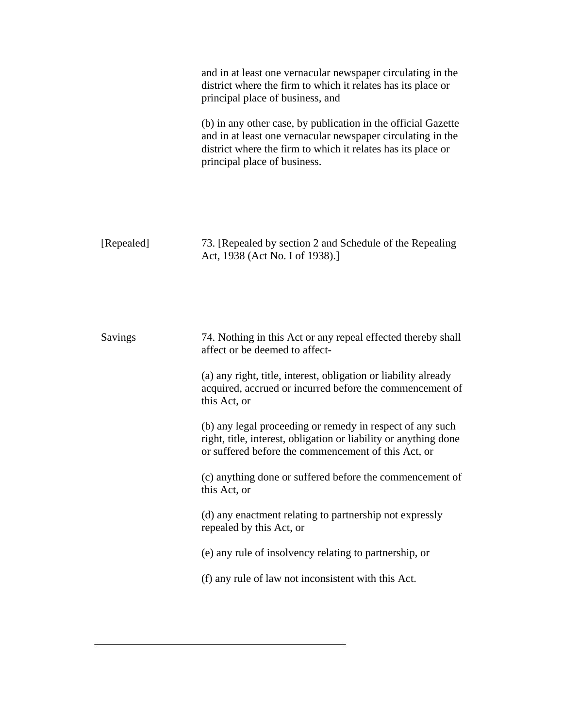and in at least one vernacular newspaper circulating in the district where the firm to which it relates has its place or principal place of business, and

(b) in any other case, by publication in the official Gazette and in at least one vernacular newspaper circulating in the district where the firm to which it relates has its place or principal place of business.

[Repealed]

73. [Repealed by section 2 and Schedule of the Repealing Act, 1938 (Act No. I of 1938).]

Savings

74. Nothing in this Act or any repeal effected thereby shall affect or be deemed to affect-

(a) any right, title, interest, obligation or liability already acquired, accrued or incurred before the commencement of this Act, or

(b) any legal proceeding or remedy in respect of any such right, title, interest, obligation or liability or anything done or suffered before the commencement of this Act, or

(c) anything done or suffered before the commencement of this Act, or

(d) any enactment relating to partnership not expressly repealed by this Act, or

(e) any rule of insolvency relating to partnership, or

(f) any rule of law not inconsistent with this Act.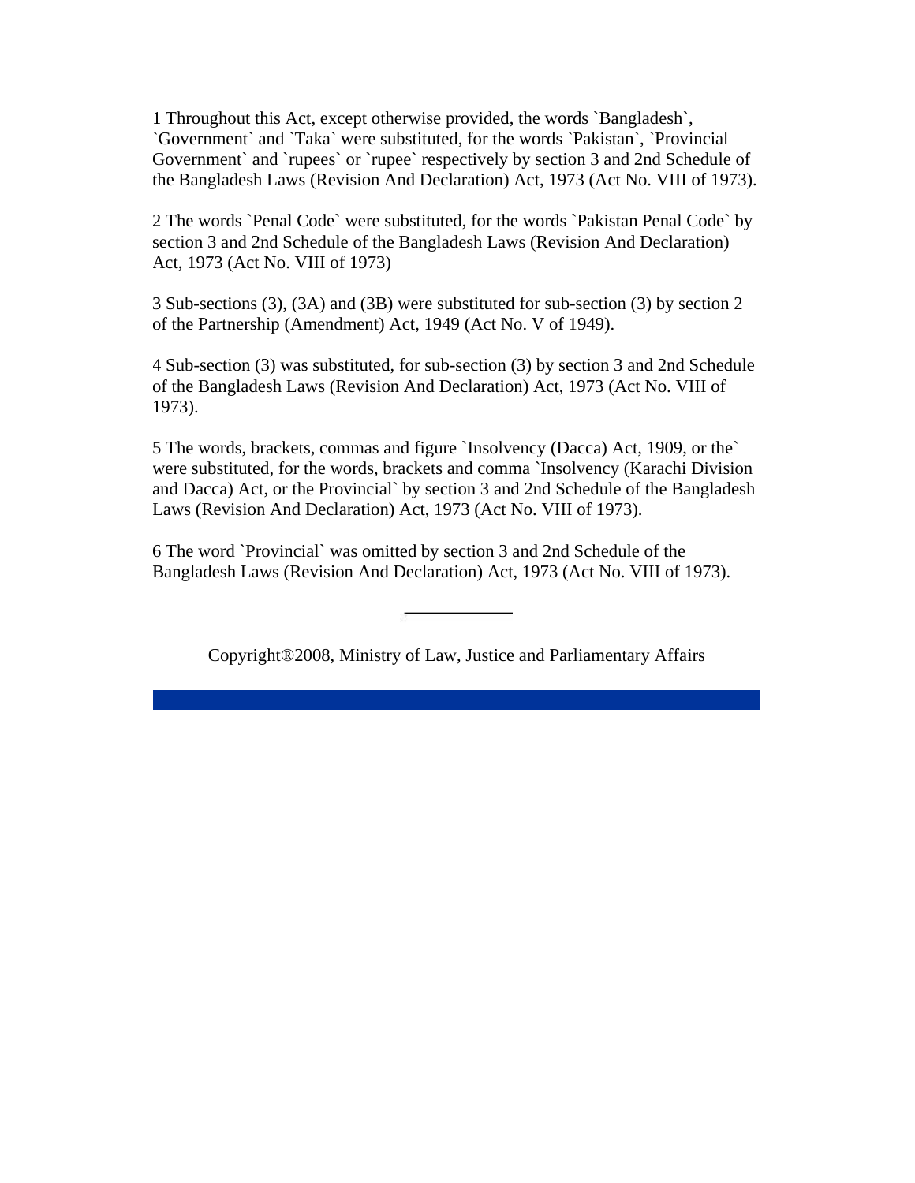1 Throughout this Act, except otherwise provided, the words `Bangladesh`, `Government` and `Taka` were substituted, for the words `Pakistan`, `Provincial Government` and `rupees` or `rupee` respectively by section 3 and 2nd Schedule of the Bangladesh Laws (Revision And Declaration) Act, 1973 (Act No. VIII of 1973).

2 The words `Penal Code` were substituted, for the words `Pakistan Penal Code` by section 3 and 2nd Schedule of the Bangladesh Laws (Revision And Declaration) Act, 1973 (Act No. VIII of 1973)

3 Sub-sections (3), (3A) and (3B) were substituted for sub-section (3) by section 2 of the Partnership (Amendment) Act, 1949 (Act No. V of 1949).

4 Sub-section (3) was substituted, for sub-section (3) by section 3 and 2nd Schedule of the Bangladesh Laws (Revision And Declaration) Act, 1973 (Act No. VIII of 1973).

5 The words, brackets, commas and figure `Insolvency (Dacca) Act, 1909, or the` were substituted, for the words, brackets and comma `Insolvency (Karachi Division and Dacca) Act, or the Provincial` by section 3 and 2nd Schedule of the Bangladesh Laws (Revision And Declaration) Act, 1973 (Act No. VIII of 1973).

6 The word `Provincial` was omitted by section 3 and 2nd Schedule of the Bangladesh Laws (Revision And Declaration) Act, 1973 (Act No. VIII of 1973).

---

Copyright®2008, Ministry of Law, Justice and Parliamentary Affairs